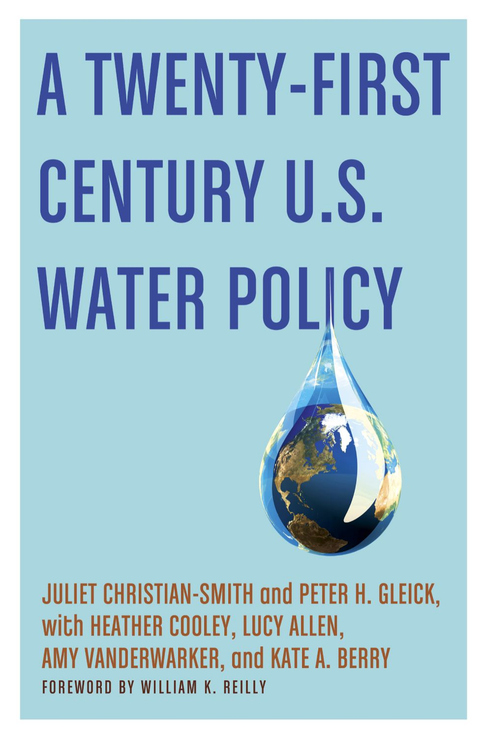# A TWENTY-FIRST CENTURY U.S. WATER POLICY

JULIET CHRISTIAN-SMITH and PETER H. GLEICK, with HEATHER COOLEY, LUCY ALLEN, AMY VANDERWARKER, and KATE A. BERRY

FOREWORD BY WILLIAM K. REILLY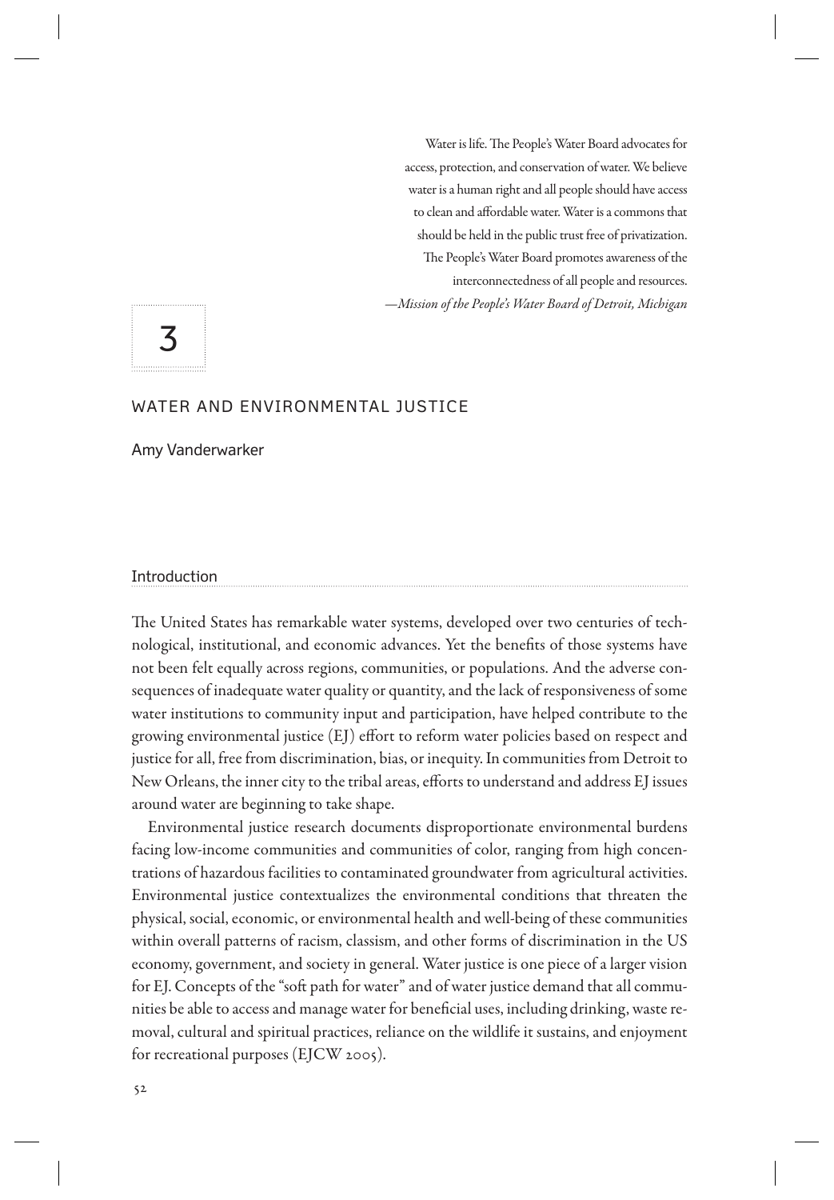Water is life. The People's Water Board advocates for access, protection, and conservation of water. We believe water is a human right and all people should have access to clean and affordable water. Water is a commons that should be held in the public trust free of privatization. The People's Water Board promotes awareness of the interconnectedness of all people and resources.
—*Mission of the People's Water Board of Detroit, Michigan*

# 3

# WATER AND ENVIRONMENTAL JUSTICE

Amy Vanderwarker

## Introduction

The United States has remarkable water systems, developed over two centuries of technological, institutional, and economic advances. Yet the benefits of those systems have not been felt equally across regions, communities, or populations. And the adverse consequences of inadequate water quality or quantity, and the lack of responsiveness of some water institutions to community input and participation, have helped contribute to the growing environmental justice (EJ) effort to reform water policies based on respect and justice for all, free from discrimination, bias, or inequity. In communities from Detroit to New Orleans, the inner city to the tribal areas, efforts to understand and address EJ issues around water are beginning to take shape.

Environmental justice research documents disproportionate environmental burdens facing low-income communities and communities of color, ranging from high concentrations of hazardous facilities to contaminated groundwater from agricultural activities. Environmental justice contextualizes the environmental conditions that threaten the physical, social, economic, or environmental health and well-being of these communities within overall patterns of racism, classism, and other forms of discrimination in the US economy, government, and society in general. Water justice is one piece of a larger vision for EJ. Concepts of the "soft path for water" and of water justice demand that all communities be able to access and manage water for beneficial uses, including drinking, waste removal, cultural and spiritual practices, reliance on the wildlife it sustains, and enjoyment for recreational purposes (EJCW 2005).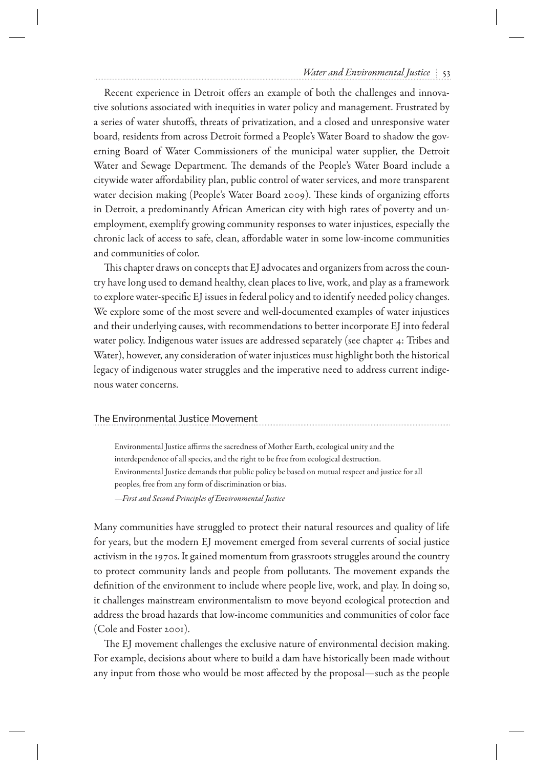Recent experience in Detroit offers an example of both the challenges and innovative solutions associated with inequities in water policy and management. Frustrated by a series of water shutoffs, threats of privatization, and a closed and unresponsive water board, residents from across Detroit formed a People's Water Board to shadow the governing Board of Water Commissioners of the municipal water supplier, the Detroit Water and Sewage Department. The demands of the People's Water Board include a citywide water affordability plan, public control of water services, and more transparent water decision making (People's Water Board 2009). These kinds of organizing efforts in Detroit, a predominantly African American city with high rates of poverty and unemployment, exemplify growing community responses to water injustices, especially the chronic lack of access to safe, clean, affordable water in some low-income communities and communities of color.

This chapter draws on concepts that EJ advocates and organizers from across the country have long used to demand healthy, clean places to live, work, and play as a framework to explore water-specific EJ issues in federal policy and to identify needed policy changes. We explore some of the most severe and well-documented examples of water injustices and their underlying causes, with recommendations to better incorporate EJ into federal water policy. Indigenous water issues are addressed separately (see chapter 4: Tribes and Water), however, any consideration of water injustices must highlight both the historical legacy of indigenous water struggles and the imperative need to address current indigenous water concerns.

## The Environmental Justice Movement

> Environmental Justice affirms the sacredness of Mother Earth, ecological unity and the interdependence of all species, and the right to be free from ecological destruction. Environmental Justice demands that public policy be based on mutual respect and justice for all peoples, free from any form of discrimination or bias.
>
> —*First and Second Principles of Environmental Justice*

Many communities have struggled to protect their natural resources and quality of life for years, but the modern EJ movement emerged from several currents of social justice activism in the 1970s. It gained momentum from grassroots struggles around the country to protect community lands and people from pollutants. The movement expands the definition of the environment to include where people live, work, and play. In doing so, it challenges mainstream environmentalism to move beyond ecological protection and address the broad hazards that low-income communities and communities of color face (Cole and Foster 2001).

The EJ movement challenges the exclusive nature of environmental decision making. For example, decisions about where to build a dam have historically been made without any input from those who would be most affected by the proposal—such as the people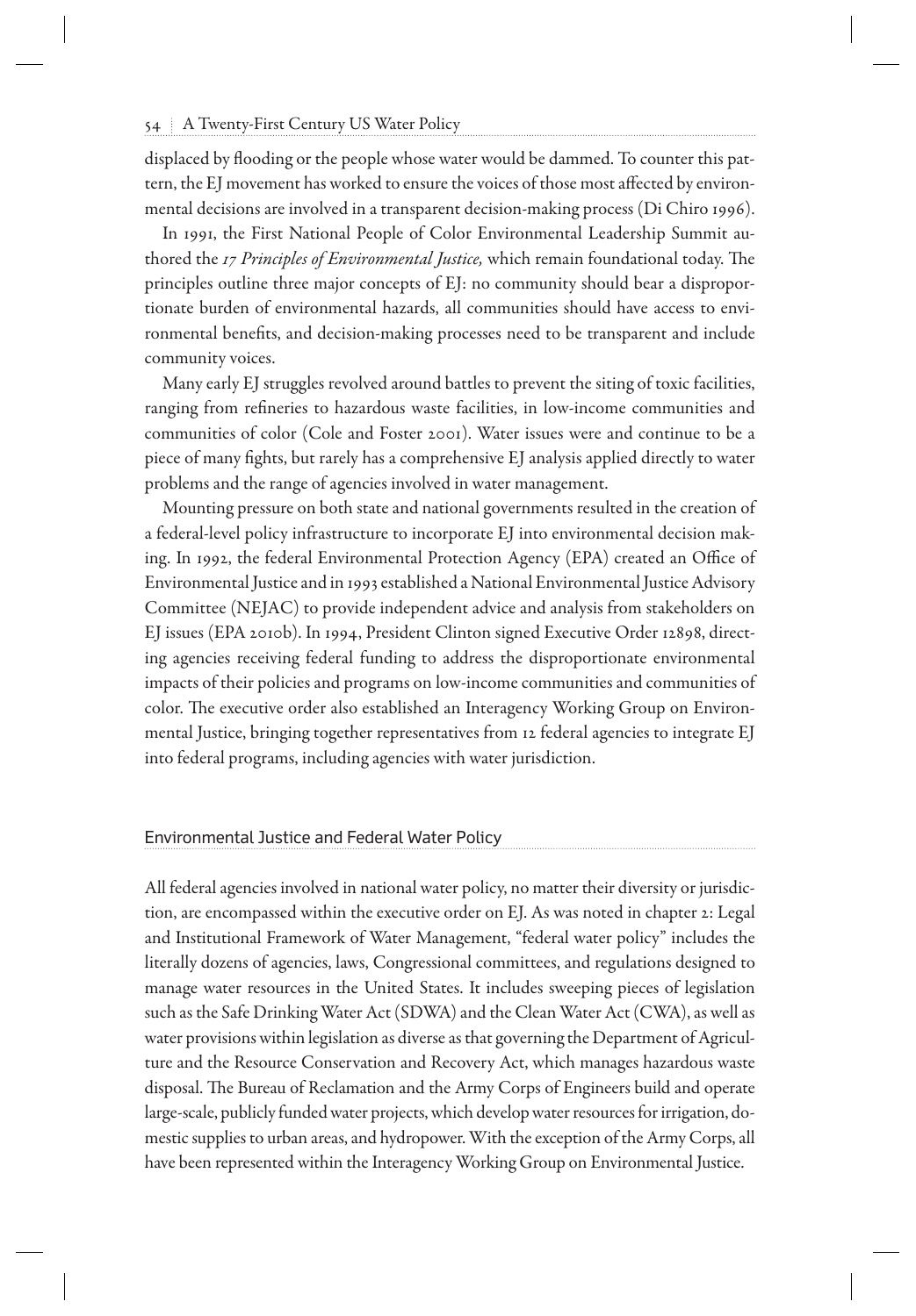displaced by flooding or the people whose water would be dammed. To counter this pattern, the EJ movement has worked to ensure the voices of those most affected by environmental decisions are involved in a transparent decision-making process (Di Chiro 1996).

In 1991, the First National People of Color Environmental Leadership Summit authored the *17 Principles of Environmental Justice,* which remain foundational today. The principles outline three major concepts of EJ: no community should bear a disproportionate burden of environmental hazards, all communities should have access to environmental benefits, and decision-making processes need to be transparent and include community voices.

Many early EJ struggles revolved around battles to prevent the siting of toxic facilities, ranging from refineries to hazardous waste facilities, in low-income communities and communities of color (Cole and Foster 2001). Water issues were and continue to be a piece of many fights, but rarely has a comprehensive EJ analysis applied directly to water problems and the range of agencies involved in water management.

Mounting pressure on both state and national governments resulted in the creation of a federal-level policy infrastructure to incorporate EJ into environmental decision making. In 1992, the federal Environmental Protection Agency (EPA) created an Office of Environmental Justice and in 1993 established a National Environmental Justice Advisory Committee (NEJAC) to provide independent advice and analysis from stakeholders on EJ issues (EPA 2010b). In 1994, President Clinton signed Executive Order 12898, directing agencies receiving federal funding to address the disproportionate environmental impacts of their policies and programs on low-income communities and communities of color. The executive order also established an Interagency Working Group on Environmental Justice, bringing together representatives from 12 federal agencies to integrate EJ into federal programs, including agencies with water jurisdiction.

## Environmental Justice and Federal Water Policy

All federal agencies involved in national water policy, no matter their diversity or jurisdiction, are encompassed within the executive order on EJ. As was noted in chapter 2: Legal and Institutional Framework of Water Management, "federal water policy" includes the literally dozens of agencies, laws, Congressional committees, and regulations designed to manage water resources in the United States. It includes sweeping pieces of legislation such as the Safe Drinking Water Act (SDWA) and the Clean Water Act (CWA), as well as water provisions within legislation as diverse as that governing the Department of Agriculture and the Resource Conservation and Recovery Act, which manages hazardous waste disposal. The Bureau of Reclamation and the Army Corps of Engineers build and operate large-scale, publicly funded water projects, which develop water resources for irrigation, domestic supplies to urban areas, and hydropower. With the exception of the Army Corps, all have been represented within the Interagency Working Group on Environmental Justice.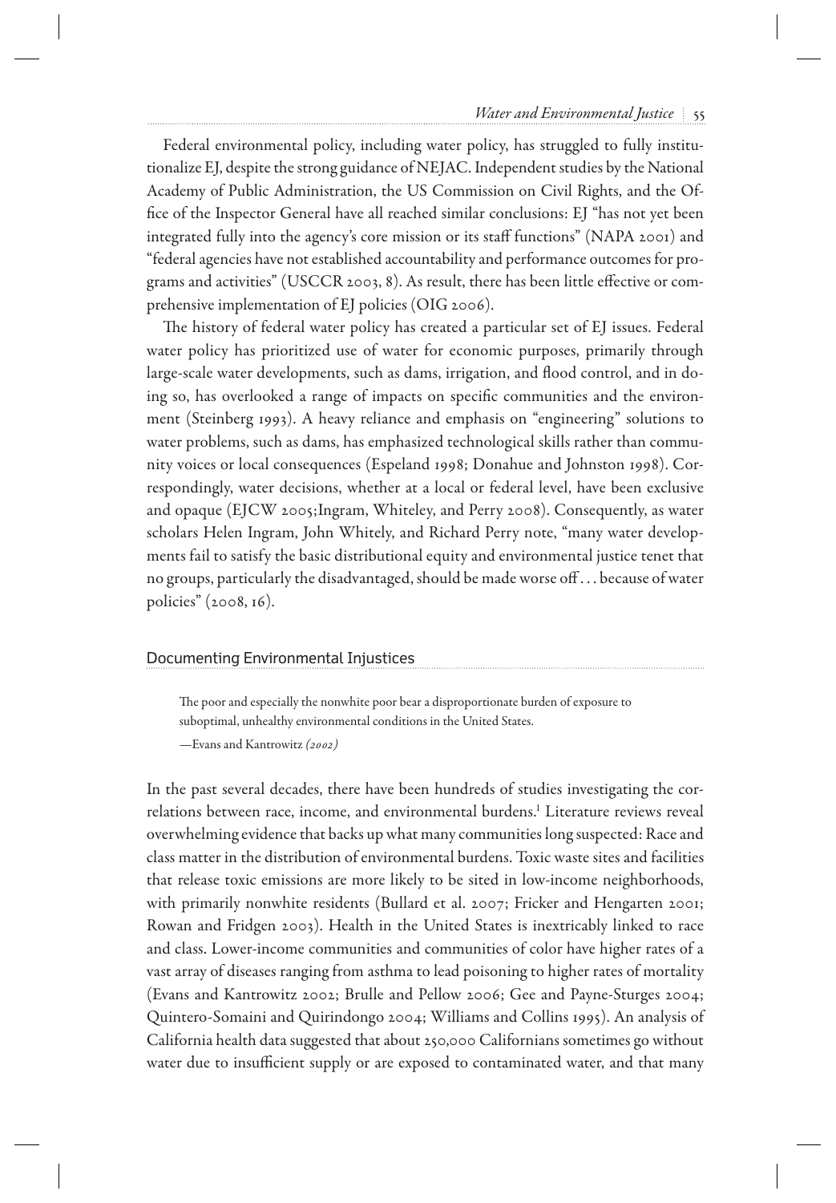Federal environmental policy, including water policy, has struggled to fully institutionalize EJ, despite the strong guidance of NEJAC. Independent studies by the National Academy of Public Administration, the US Commission on Civil Rights, and the Office of the Inspector General have all reached similar conclusions: EJ "has not yet been integrated fully into the agency's core mission or its staff functions" (NAPA 2001) and "federal agencies have not established accountability and performance outcomes for programs and activities" (USCCR 2003, 8). As result, there has been little effective or comprehensive implementation of EJ policies (OIG 2006).

The history of federal water policy has created a particular set of EJ issues. Federal water policy has prioritized use of water for economic purposes, primarily through large-scale water developments, such as dams, irrigation, and flood control, and in doing so, has overlooked a range of impacts on specific communities and the environment (Steinberg 1993). A heavy reliance and emphasis on "engineering" solutions to water problems, such as dams, has emphasized technological skills rather than community voices or local consequences (Espeland 1998; Donahue and Johnston 1998). Correspondingly, water decisions, whether at a local or federal level, have been exclusive and opaque (EJCW 2005;Ingram, Whiteley, and Perry 2008). Consequently, as water scholars Helen Ingram, John Whitely, and Richard Perry note, "many water developments fail to satisfy the basic distributional equity and environmental justice tenet that no groups, particularly the disadvantaged, should be made worse off . . . because of water policies" (2008, 16).

## Documenting Environmental Injustices

> The poor and especially the nonwhite poor bear a disproportionate burden of exposure to suboptimal, unhealthy environmental conditions in the United States.
>
> —Evans and Kantrowitz *(2002)*

In the past several decades, there have been hundreds of studies investigating the correlations between race, income, and environmental burdens.[1] Literature reviews reveal overwhelming evidence that backs up what many communities long suspected: Race and class matter in the distribution of environmental burdens. Toxic waste sites and facilities that release toxic emissions are more likely to be sited in low-income neighborhoods, with primarily nonwhite residents (Bullard et al. 2007; Fricker and Hengarten 2001; Rowan and Fridgen 2003). Health in the United States is inextricably linked to race and class. Lower-income communities and communities of color have higher rates of a vast array of diseases ranging from asthma to lead poisoning to higher rates of mortality (Evans and Kantrowitz 2002; Brulle and Pellow 2006; Gee and Payne-Sturges 2004; Quintero-Somaini and Quirindongo 2004; Williams and Collins 1995). An analysis of California health data suggested that about 250,000 Californians sometimes go without water due to insufficient supply or are exposed to contaminated water, and that many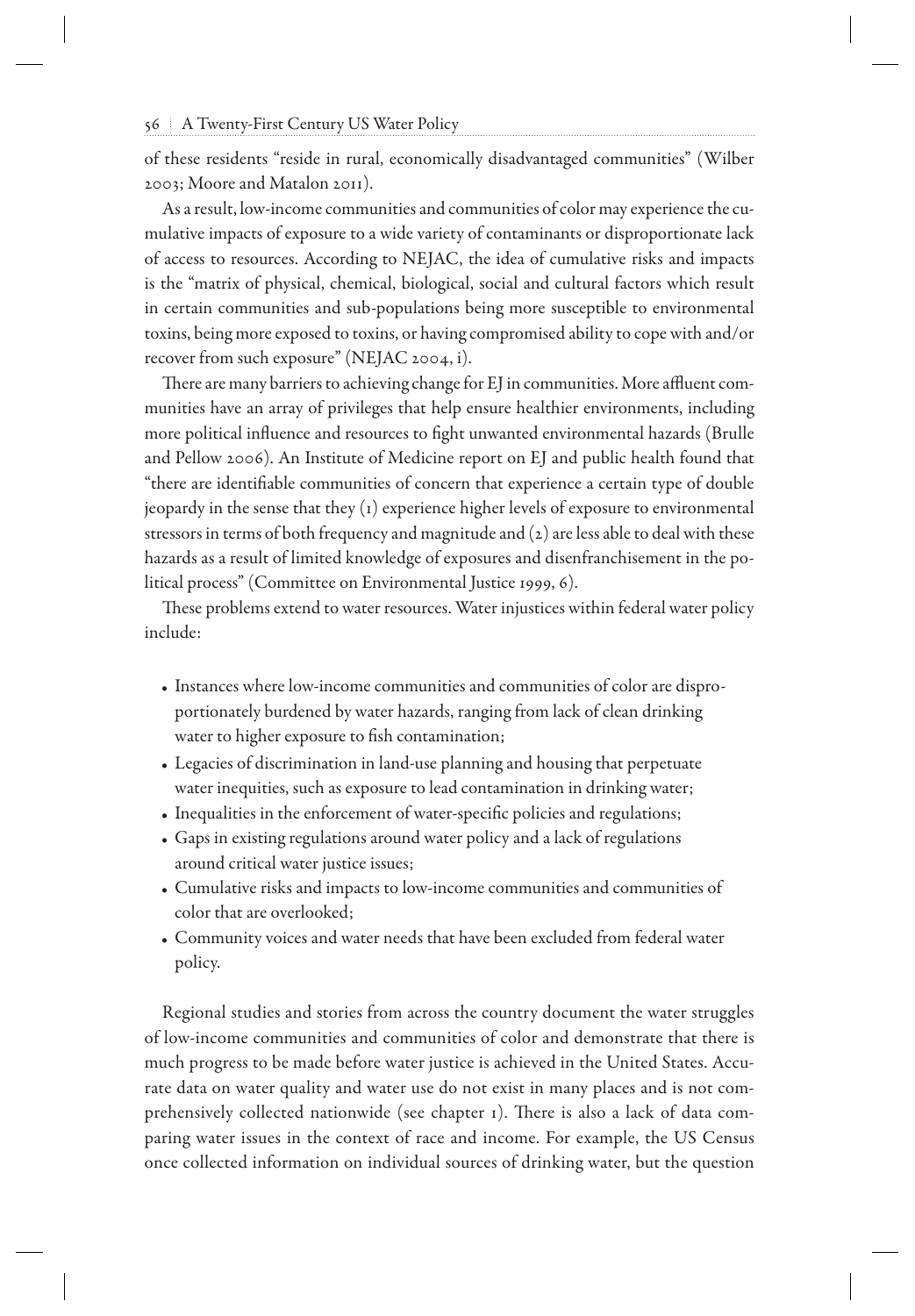of these residents "reside in rural, economically disadvantaged communities" (Wilber 2003; Moore and Matalon 2011).

As a result, low-income communities and communities of color may experience the cumulative impacts of exposure to a wide variety of contaminants or disproportionate lack of access to resources. According to NEJAC, the idea of cumulative risks and impacts is the "matrix of physical, chemical, biological, social and cultural factors which result in certain communities and sub-populations being more susceptible to environmental toxins, being more exposed to toxins, or having compromised ability to cope with and/or recover from such exposure" (NEJAC 2004, i).

There are many barriers to achieving change for EJ in communities. More affluent communities have an array of privileges that help ensure healthier environments, including more political influence and resources to fight unwanted environmental hazards (Brulle and Pellow 2006). An Institute of Medicine report on EJ and public health found that "there are identifiable communities of concern that experience a certain type of double jeopardy in the sense that they (1) experience higher levels of exposure to environmental stressors in terms of both frequency and magnitude and (2) are less able to deal with these hazards as a result of limited knowledge of exposures and disenfranchisement in the political process" (Committee on Environmental Justice 1999, 6).

These problems extend to water resources. Water injustices within federal water policy include:

- Instances where low-income communities and communities of color are disproportionately burdened by water hazards, ranging from lack of clean drinking water to higher exposure to fish contamination;
- Legacies of discrimination in land-use planning and housing that perpetuate water inequities, such as exposure to lead contamination in drinking water;
- Inequalities in the enforcement of water-specific policies and regulations;
- Gaps in existing regulations around water policy and a lack of regulations around critical water justice issues;
- Cumulative risks and impacts to low-income communities and communities of color that are overlooked;
- Community voices and water needs that have been excluded from federal water policy.

Regional studies and stories from across the country document the water struggles of low-income communities and communities of color and demonstrate that there is much progress to be made before water justice is achieved in the United States. Accurate data on water quality and water use do not exist in many places and is not comprehensively collected nationwide (see chapter 1). There is also a lack of data comparing water issues in the context of race and income. For example, the US Census once collected information on individual sources of drinking water, but the question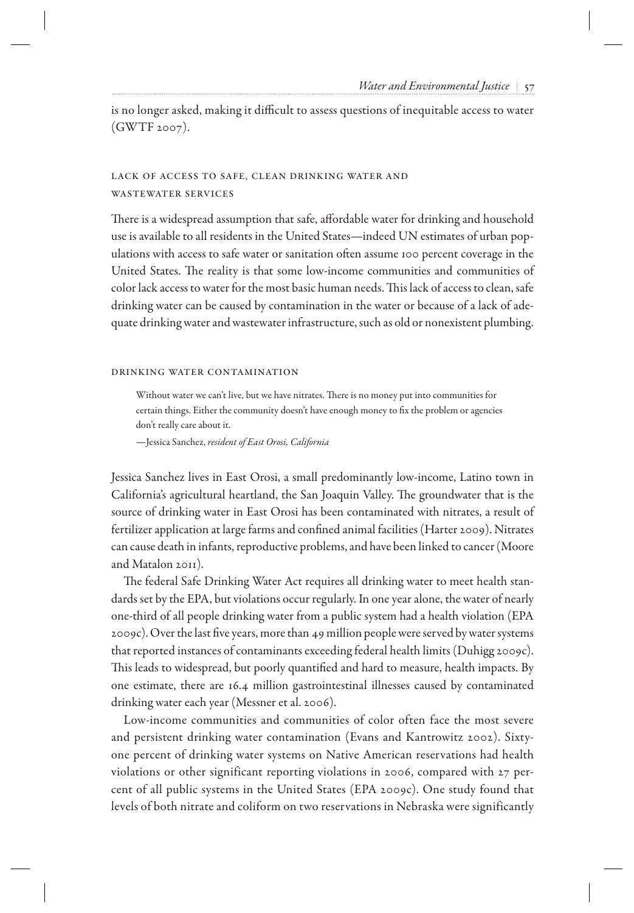is no longer asked, making it difficult to assess questions of inequitable access to water (GWTF 2007).

## Lack of Access to Safe, Clean Drinking Water and Wastewater Services

There is a widespread assumption that safe, affordable water for drinking and household use is available to all residents in the United States—indeed UN estimates of urban populations with access to safe water or sanitation often assume 100 percent coverage in the United States. The reality is that some low-income communities and communities of color lack access to water for the most basic human needs. This lack of access to clean, safe drinking water can be caused by contamination in the water or because of a lack of adequate drinking water and wastewater infrastructure, such as old or nonexistent plumbing.

### Drinking Water Contamination

> Without water we can't live, but we have nitrates. There is no money put into communities for certain things. Either the community doesn't have enough money to fix the problem or agencies don't really care about it.
>
> —Jessica Sanchez, *resident of East Orosi, California*

Jessica Sanchez lives in East Orosi, a small predominantly low-income, Latino town in California's agricultural heartland, the San Joaquin Valley. The groundwater that is the source of drinking water in East Orosi has been contaminated with nitrates, a result of fertilizer application at large farms and confined animal facilities (Harter 2009). Nitrates can cause death in infants, reproductive problems, and have been linked to cancer (Moore and Matalon 2011).

The federal Safe Drinking Water Act requires all drinking water to meet health standards set by the EPA, but violations occur regularly. In one year alone, the water of nearly one-third of all people drinking water from a public system had a health violation (EPA 2009c). Over the last five years, more than 49 million people were served by water systems that reported instances of contaminants exceeding federal health limits (Duhigg 2009c). This leads to widespread, but poorly quantified and hard to measure, health impacts. By one estimate, there are 16.4 million gastrointestinal illnesses caused by contaminated drinking water each year (Messner et al. 2006).

Low-income communities and communities of color often face the most severe and persistent drinking water contamination (Evans and Kantrowitz 2002). Sixty-one percent of drinking water systems on Native American reservations had health violations or other significant reporting violations in 2006, compared with 27 percent of all public systems in the United States (EPA 2009c). One study found that levels of both nitrate and coliform on two reservations in Nebraska were significantly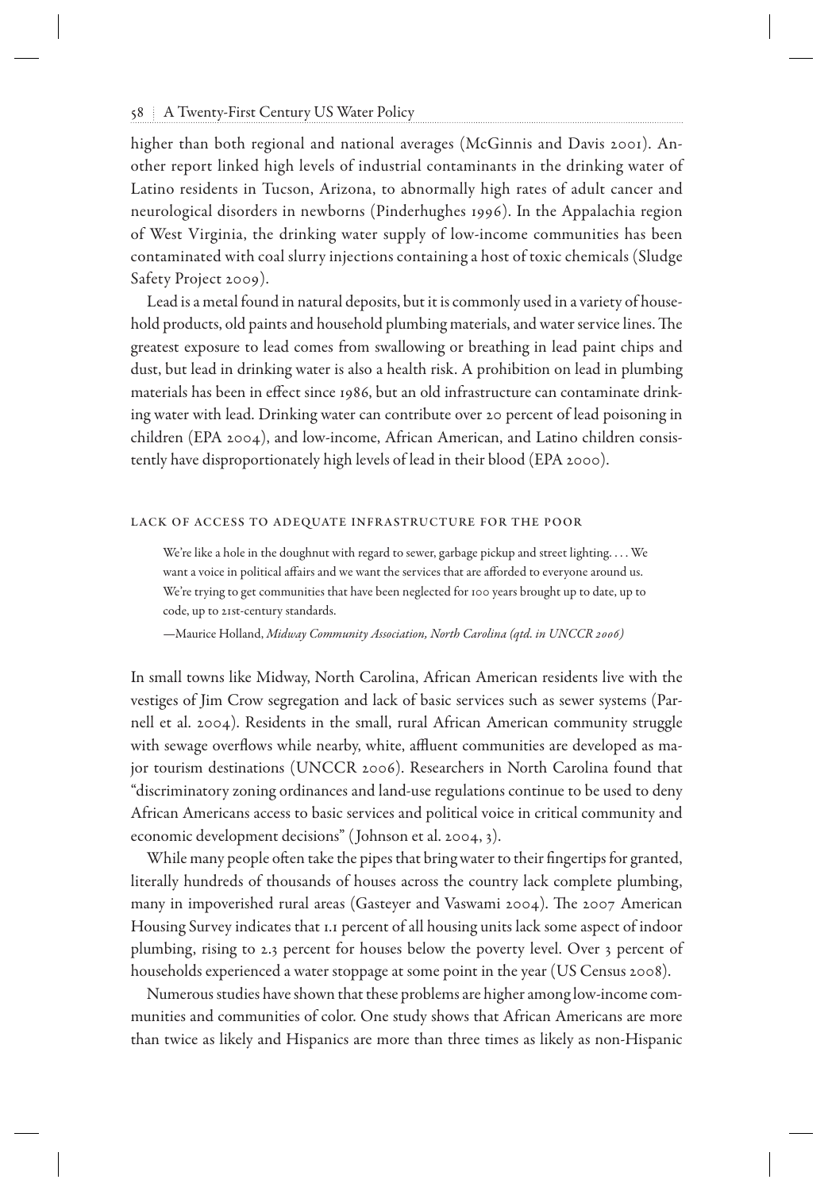higher than both regional and national averages (McGinnis and Davis 2001). Another report linked high levels of industrial contaminants in the drinking water of Latino residents in Tucson, Arizona, to abnormally high rates of adult cancer and neurological disorders in newborns (Pinderhughes 1996). In the Appalachia region of West Virginia, the drinking water supply of low-income communities has been contaminated with coal slurry injections containing a host of toxic chemicals (Sludge Safety Project 2009).

Lead is a metal found in natural deposits, but it is commonly used in a variety of household products, old paints and household plumbing materials, and water service lines. The greatest exposure to lead comes from swallowing or breathing in lead paint chips and dust, but lead in drinking water is also a health risk. A prohibition on lead in plumbing materials has been in effect since 1986, but an old infrastructure can contaminate drinking water with lead. Drinking water can contribute over 20 percent of lead poisoning in children (EPA 2004), and low-income, African American, and Latino children consistently have disproportionately high levels of lead in their blood (EPA 2000).

### LACK OF ACCESS TO ADEQUATE INFRASTRUCTURE FOR THE POOR

> We're like a hole in the doughnut with regard to sewer, garbage pickup and street lighting. . . . We want a voice in political affairs and we want the services that are afforded to everyone around us. We're trying to get communities that have been neglected for 100 years brought up to date, up to code, up to 21st-century standards.
>
> —Maurice Holland, *Midway Community Association, North Carolina (qtd. in UNCCR 2006)*

In small towns like Midway, North Carolina, African American residents live with the vestiges of Jim Crow segregation and lack of basic services such as sewer systems (Parnell et al. 2004). Residents in the small, rural African American community struggle with sewage overflows while nearby, white, affluent communities are developed as major tourism destinations (UNCCR 2006). Researchers in North Carolina found that "discriminatory zoning ordinances and land-use regulations continue to be used to deny African Americans access to basic services and political voice in critical community and economic development decisions" (Johnson et al. 2004, 3).

While many people often take the pipes that bring water to their fingertips for granted, literally hundreds of thousands of houses across the country lack complete plumbing, many in impoverished rural areas (Gasteyer and Vaswami 2004). The 2007 American Housing Survey indicates that 1.1 percent of all housing units lack some aspect of indoor plumbing, rising to 2.3 percent for houses below the poverty level. Over 3 percent of households experienced a water stoppage at some point in the year (US Census 2008).

Numerous studies have shown that these problems are higher among low-income communities and communities of color. One study shows that African Americans are more than twice as likely and Hispanics are more than three times as likely as non-Hispanic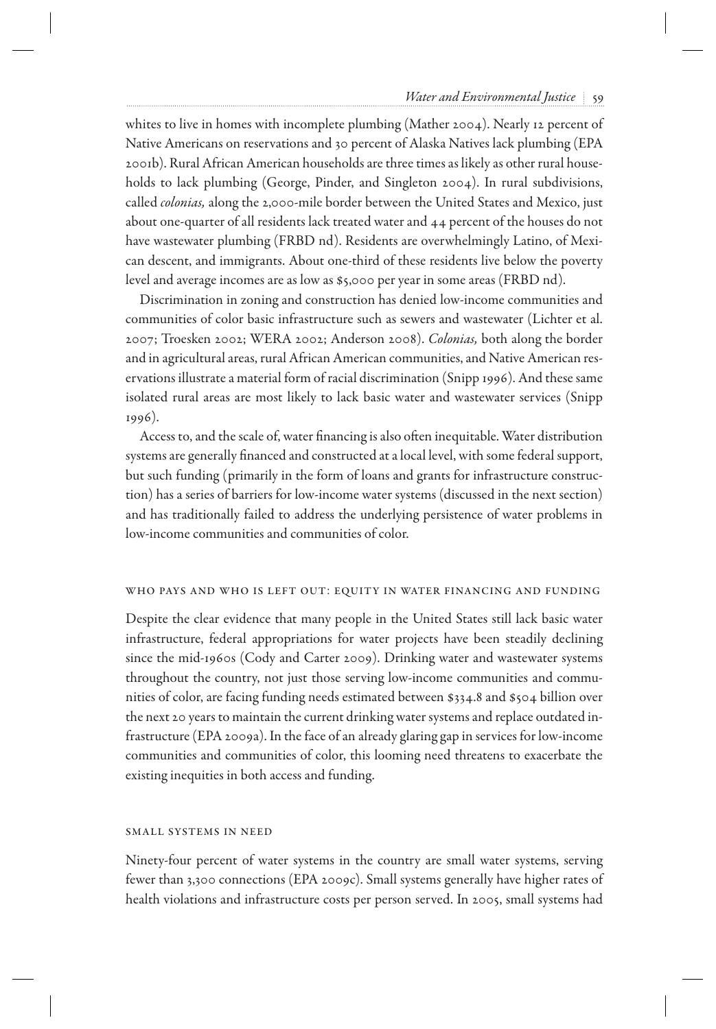whites to live in homes with incomplete plumbing (Mather 2004). Nearly 12 percent of Native Americans on reservations and 30 percent of Alaska Natives lack plumbing (EPA 2001b). Rural African American households are three times as likely as other rural households to lack plumbing (George, Pinder, and Singleton 2004). In rural subdivisions, called *colonias,* along the 2,000-mile border between the United States and Mexico, just about one-quarter of all residents lack treated water and 44 percent of the houses do not have wastewater plumbing (FRBD nd). Residents are overwhelmingly Latino, of Mexican descent, and immigrants. About one-third of these residents live below the poverty level and average incomes are as low as $5,000 per year in some areas (FRBD nd).

Discrimination in zoning and construction has denied low-income communities and communities of color basic infrastructure such as sewers and wastewater (Lichter et al. 2007; Troesken 2002; WERA 2002; Anderson 2008). *Colonias,* both along the border and in agricultural areas, rural African American communities, and Native American reservations illustrate a material form of racial discrimination (Snipp 1996). And these same isolated rural areas are most likely to lack basic water and wastewater services (Snipp 1996).

Access to, and the scale of, water financing is also often inequitable. Water distribution systems are generally financed and constructed at a local level, with some federal support, but such funding (primarily in the form of loans and grants for infrastructure construction) has a series of barriers for low-income water systems (discussed in the next section) and has traditionally failed to address the underlying persistence of water problems in low-income communities and communities of color.

## WHO PAYS AND WHO IS LEFT OUT: EQUITY IN WATER FINANCING AND FUNDING

Despite the clear evidence that many people in the United States still lack basic water infrastructure, federal appropriations for water projects have been steadily declining since the mid-1960s (Cody and Carter 2009). Drinking water and wastewater systems throughout the country, not just those serving low-income communities and communities of color, are facing funding needs estimated between $334.8 and $504 billion over the next 20 years to maintain the current drinking water systems and replace outdated infrastructure (EPA 2009a). In the face of an already glaring gap in services for low-income communities and communities of color, this looming need threatens to exacerbate the existing inequities in both access and funding.

### SMALL SYSTEMS IN NEED

Ninety-four percent of water systems in the country are small water systems, serving fewer than 3,300 connections (EPA 2009c). Small systems generally have higher rates of health violations and infrastructure costs per person served. In 2005, small systems had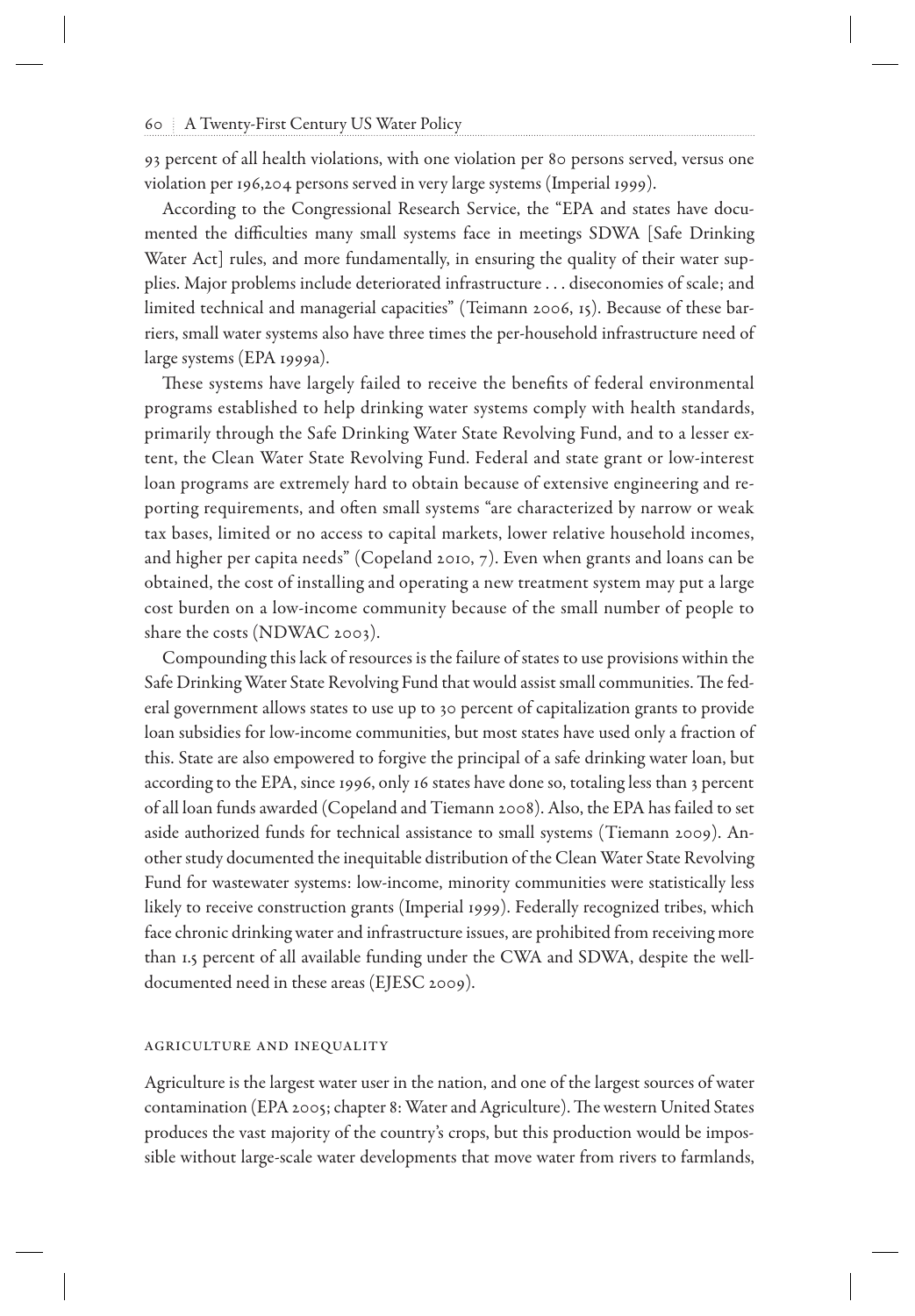93 percent of all health violations, with one violation per 80 persons served, versus one violation per 196,204 persons served in very large systems (Imperial 1999).

According to the Congressional Research Service, the "EPA and states have documented the difficulties many small systems face in meetings SDWA [Safe Drinking Water Act] rules, and more fundamentally, in ensuring the quality of their water supplies. Major problems include deteriorated infrastructure . . . diseconomies of scale; and limited technical and managerial capacities" (Teimann 2006, 15). Because of these barriers, small water systems also have three times the per-household infrastructure need of large systems (EPA 1999a).

These systems have largely failed to receive the benefits of federal environmental programs established to help drinking water systems comply with health standards, primarily through the Safe Drinking Water State Revolving Fund, and to a lesser extent, the Clean Water State Revolving Fund. Federal and state grant or low-interest loan programs are extremely hard to obtain because of extensive engineering and reporting requirements, and often small systems "are characterized by narrow or weak tax bases, limited or no access to capital markets, lower relative household incomes, and higher per capita needs" (Copeland 2010, 7). Even when grants and loans can be obtained, the cost of installing and operating a new treatment system may put a large cost burden on a low-income community because of the small number of people to share the costs (NDWAC 2003).

Compounding this lack of resources is the failure of states to use provisions within the Safe Drinking Water State Revolving Fund that would assist small communities. The federal government allows states to use up to 30 percent of capitalization grants to provide loan subsidies for low-income communities, but most states have used only a fraction of this. State are also empowered to forgive the principal of a safe drinking water loan, but according to the EPA, since 1996, only 16 states have done so, totaling less than 3 percent of all loan funds awarded (Copeland and Tiemann 2008). Also, the EPA has failed to set aside authorized funds for technical assistance to small systems (Tiemann 2009). Another study documented the inequitable distribution of the Clean Water State Revolving Fund for wastewater systems: low-income, minority communities were statistically less likely to receive construction grants (Imperial 1999). Federally recognized tribes, which face chronic drinking water and infrastructure issues, are prohibited from receiving more than 1.5 percent of all available funding under the CWA and SDWA, despite the well-documented need in these areas (EJESC 2009).

### Agriculture and Inequality

Agriculture is the largest water user in the nation, and one of the largest sources of water contamination (EPA 2005; chapter 8: Water and Agriculture). The western United States produces the vast majority of the country's crops, but this production would be impossible without large-scale water developments that move water from rivers to farmlands,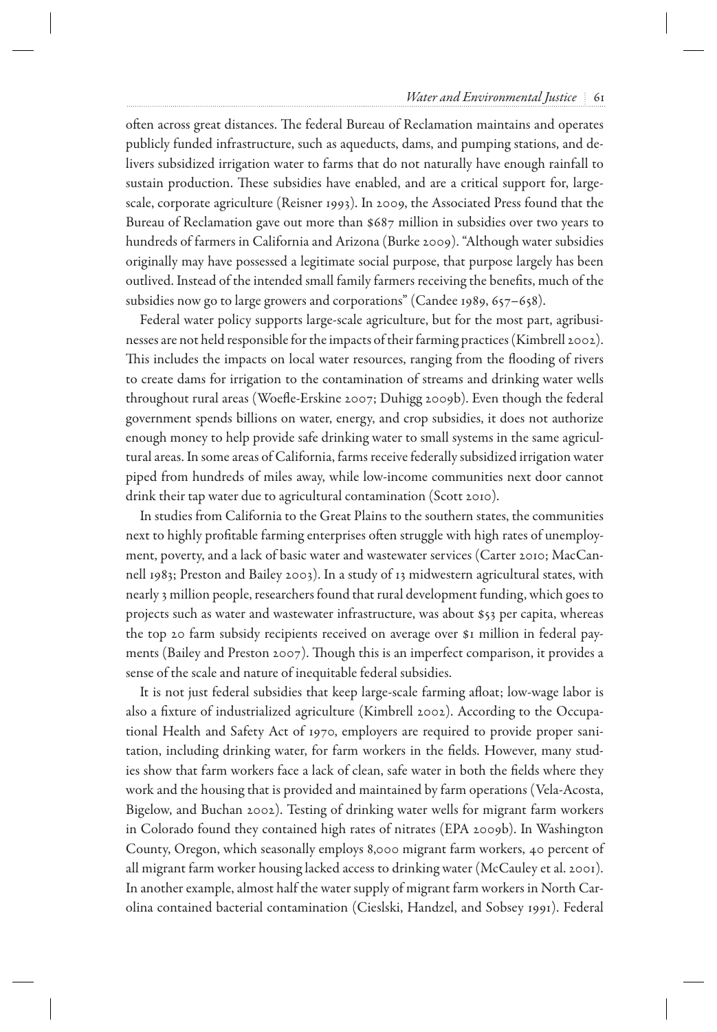often across great distances. The federal Bureau of Reclamation maintains and operates publicly funded infrastructure, such as aqueducts, dams, and pumping stations, and delivers subsidized irrigation water to farms that do not naturally have enough rainfall to sustain production. These subsidies have enabled, and are a critical support for, large-scale, corporate agriculture (Reisner 1993). In 2009, the Associated Press found that the Bureau of Reclamation gave out more than $687 million in subsidies over two years to hundreds of farmers in California and Arizona (Burke 2009). "Although water subsidies originally may have possessed a legitimate social purpose, that purpose largely has been outlived. Instead of the intended small family farmers receiving the benefits, much of the subsidies now go to large growers and corporations" (Candee 1989, 657–658).

Federal water policy supports large-scale agriculture, but for the most part, agribusinesses are not held responsible for the impacts of their farming practices (Kimbrell 2002). This includes the impacts on local water resources, ranging from the flooding of rivers to create dams for irrigation to the contamination of streams and drinking water wells throughout rural areas (Woefle-Erskine 2007; Duhigg 2009b). Even though the federal government spends billions on water, energy, and crop subsidies, it does not authorize enough money to help provide safe drinking water to small systems in the same agricultural areas. In some areas of California, farms receive federally subsidized irrigation water piped from hundreds of miles away, while low-income communities next door cannot drink their tap water due to agricultural contamination (Scott 2010).

In studies from California to the Great Plains to the southern states, the communities next to highly profitable farming enterprises often struggle with high rates of unemployment, poverty, and a lack of basic water and wastewater services (Carter 2010; MacCannell 1983; Preston and Bailey 2003). In a study of 13 midwestern agricultural states, with nearly 3 million people, researchers found that rural development funding, which goes to projects such as water and wastewater infrastructure, was about $53 per capita, whereas the top 20 farm subsidy recipients received on average over $1 million in federal payments (Bailey and Preston 2007). Though this is an imperfect comparison, it provides a sense of the scale and nature of inequitable federal subsidies.

It is not just federal subsidies that keep large-scale farming afloat; low-wage labor is also a fixture of industrialized agriculture (Kimbrell 2002). According to the Occupational Health and Safety Act of 1970, employers are required to provide proper sanitation, including drinking water, for farm workers in the fields. However, many studies show that farm workers face a lack of clean, safe water in both the fields where they work and the housing that is provided and maintained by farm operations (Vela-Acosta, Bigelow, and Buchan 2002). Testing of drinking water wells for migrant farm workers in Colorado found they contained high rates of nitrates (EPA 2009b). In Washington County, Oregon, which seasonally employs 8,000 migrant farm workers, 40 percent of all migrant farm worker housing lacked access to drinking water (McCauley et al. 2001). In another example, almost half the water supply of migrant farm workers in North Carolina contained bacterial contamination (Cieslski, Handzel, and Sobsey 1991). Federal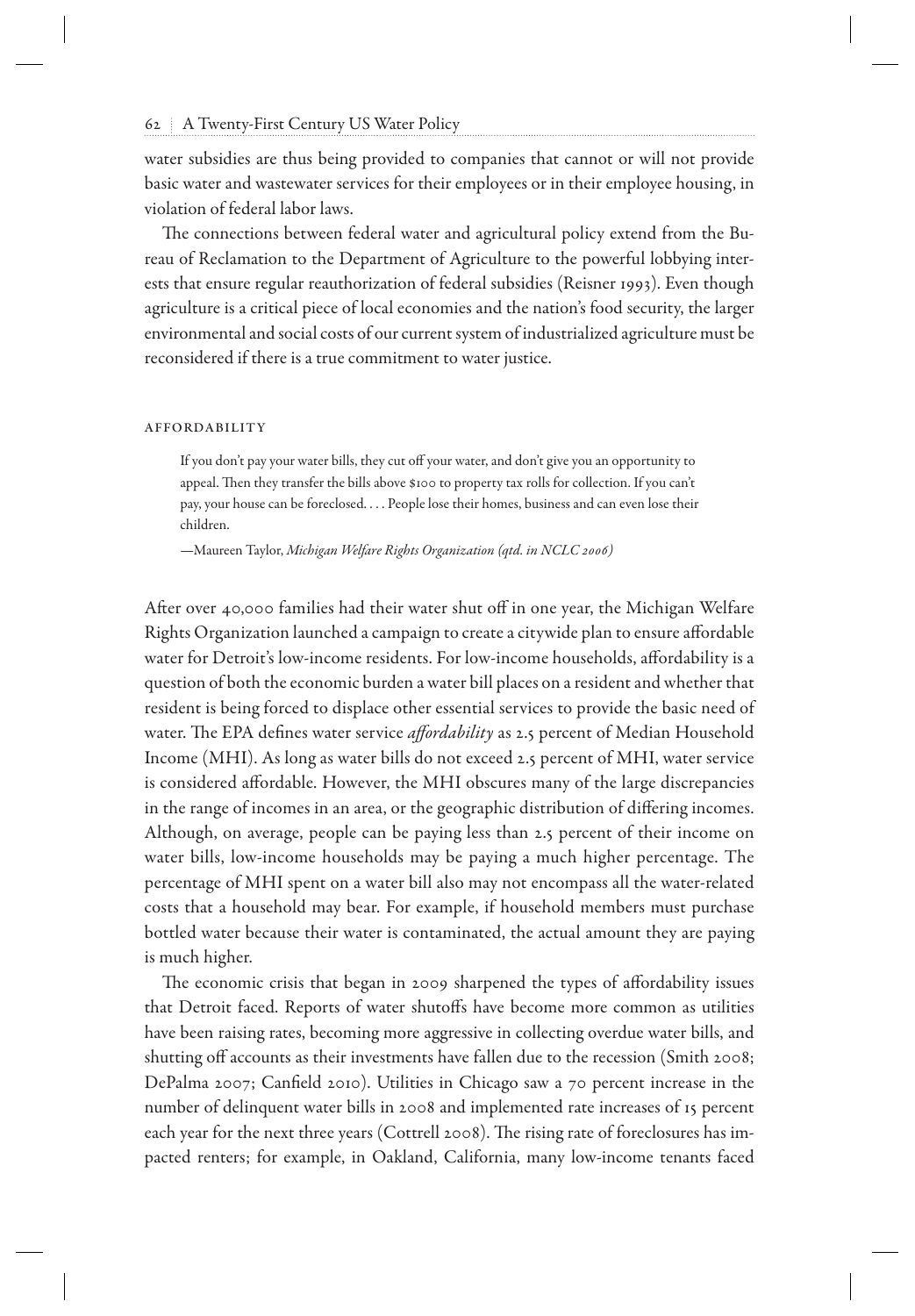water subsidies are thus being provided to companies that cannot or will not provide basic water and wastewater services for their employees or in their employee housing, in violation of federal labor laws.

The connections between federal water and agricultural policy extend from the Bureau of Reclamation to the Department of Agriculture to the powerful lobbying interests that ensure regular reauthorization of federal subsidies (Reisner 1993). Even though agriculture is a critical piece of local economies and the nation's food security, the larger environmental and social costs of our current system of industrialized agriculture must be reconsidered if there is a true commitment to water justice.

### AFFORDABILITY

> If you don't pay your water bills, they cut off your water, and don't give you an opportunity to appeal. Then they transfer the bills above $100 to property tax rolls for collection. If you can't pay, your house can be foreclosed. . . . People lose their homes, business and can even lose their children.
>
> —Maureen Taylor, *Michigan Welfare Rights Organization (qtd. in NCLC 2006)*

After over 40,000 families had their water shut off in one year, the Michigan Welfare Rights Organization launched a campaign to create a citywide plan to ensure affordable water for Detroit's low-income residents. For low-income households, affordability is a question of both the economic burden a water bill places on a resident and whether that resident is being forced to displace other essential services to provide the basic need of water. The EPA defines water service *affordability* as 2.5 percent of Median Household Income (MHI). As long as water bills do not exceed 2.5 percent of MHI, water service is considered affordable. However, the MHI obscures many of the large discrepancies in the range of incomes in an area, or the geographic distribution of differing incomes. Although, on average, people can be paying less than 2.5 percent of their income on water bills, low-income households may be paying a much higher percentage. The percentage of MHI spent on a water bill also may not encompass all the water-related costs that a household may bear. For example, if household members must purchase bottled water because their water is contaminated, the actual amount they are paying is much higher.

The economic crisis that began in 2009 sharpened the types of affordability issues that Detroit faced. Reports of water shutoffs have become more common as utilities have been raising rates, becoming more aggressive in collecting overdue water bills, and shutting off accounts as their investments have fallen due to the recession (Smith 2008; DePalma 2007; Canfield 2010). Utilities in Chicago saw a 70 percent increase in the number of delinquent water bills in 2008 and implemented rate increases of 15 percent each year for the next three years (Cottrell 2008). The rising rate of foreclosures has impacted renters; for example, in Oakland, California, many low-income tenants faced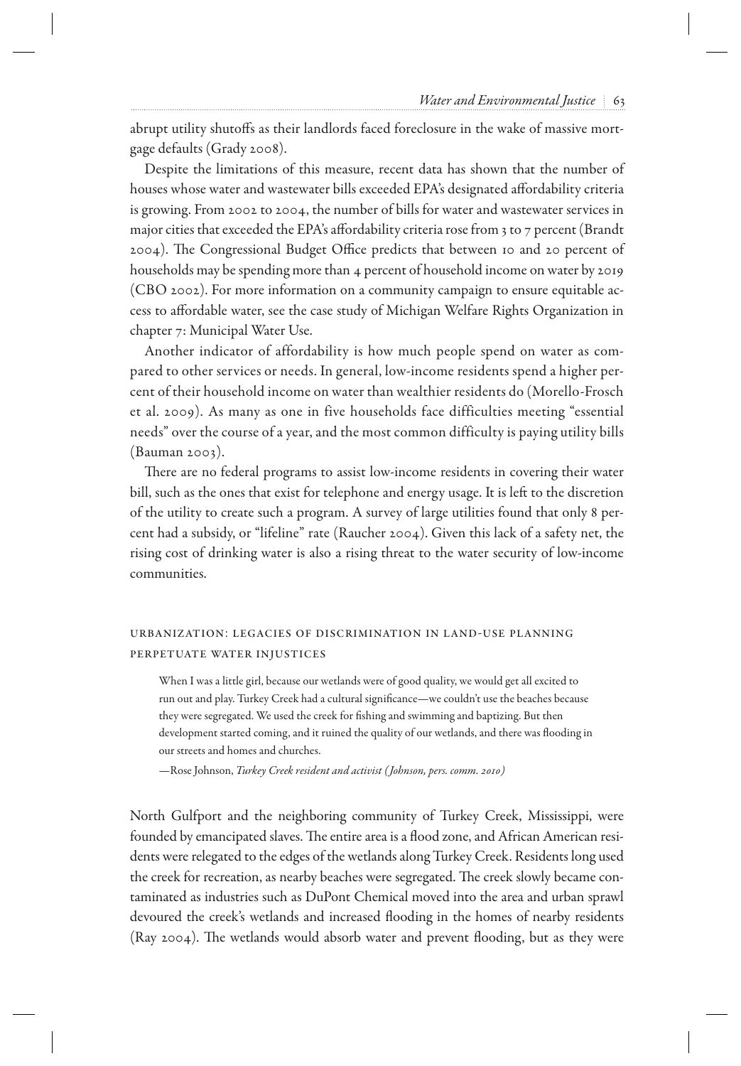abrupt utility shutoffs as their landlords faced foreclosure in the wake of massive mortgage defaults (Grady 2008).

Despite the limitations of this measure, recent data has shown that the number of houses whose water and wastewater bills exceeded EPA's designated affordability criteria is growing. From 2002 to 2004, the number of bills for water and wastewater services in major cities that exceeded the EPA's affordability criteria rose from 3 to 7 percent (Brandt 2004). The Congressional Budget Office predicts that between 10 and 20 percent of households may be spending more than 4 percent of household income on water by 2019 (CBO 2002). For more information on a community campaign to ensure equitable access to affordable water, see the case study of Michigan Welfare Rights Organization in chapter 7: Municipal Water Use.

Another indicator of affordability is how much people spend on water as compared to other services or needs. In general, low-income residents spend a higher percent of their household income on water than wealthier residents do (Morello-Frosch et al. 2009). As many as one in five households face difficulties meeting "essential needs" over the course of a year, and the most common difficulty is paying utility bills (Bauman 2003).

There are no federal programs to assist low-income residents in covering their water bill, such as the ones that exist for telephone and energy usage. It is left to the discretion of the utility to create such a program. A survey of large utilities found that only 8 percent had a subsidy, or "lifeline" rate (Raucher 2004). Given this lack of a safety net, the rising cost of drinking water is also a rising threat to the water security of low-income communities.

## URBANIZATION: LEGACIES OF DISCRIMINATION IN LAND-USE PLANNING PERPETUATE WATER INJUSTICES

> When I was a little girl, because our wetlands were of good quality, we would get all excited to run out and play. Turkey Creek had a cultural significance—we couldn't use the beaches because they were segregated. We used the creek for fishing and swimming and baptizing. But then development started coming, and it ruined the quality of our wetlands, and there was flooding in our streets and homes and churches.
>
> —Rose Johnson, *Turkey Creek resident and activist (Johnson, pers. comm. 2010)*

North Gulfport and the neighboring community of Turkey Creek, Mississippi, were founded by emancipated slaves. The entire area is a flood zone, and African American residents were relegated to the edges of the wetlands along Turkey Creek. Residents long used the creek for recreation, as nearby beaches were segregated. The creek slowly became contaminated as industries such as DuPont Chemical moved into the area and urban sprawl devoured the creek's wetlands and increased flooding in the homes of nearby residents (Ray 2004). The wetlands would absorb water and prevent flooding, but as they were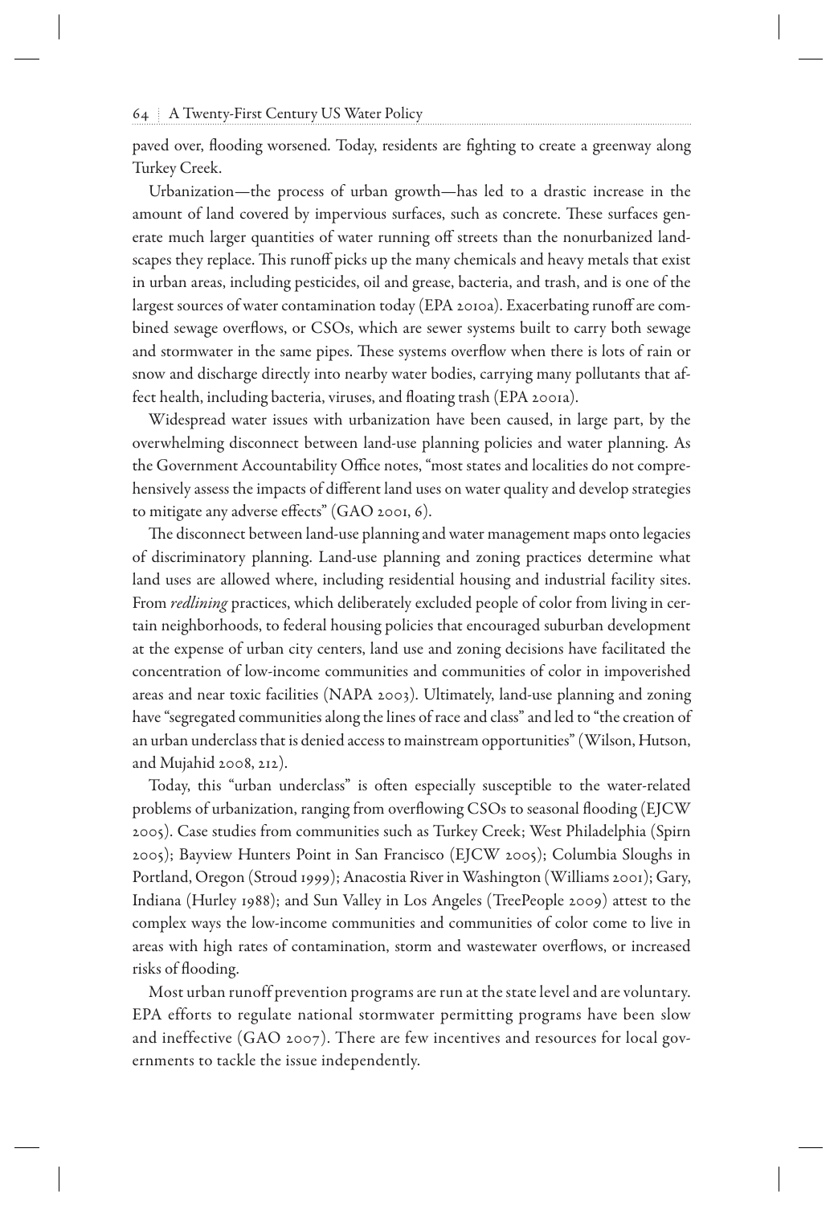paved over, flooding worsened. Today, residents are fighting to create a greenway along Turkey Creek.

Urbanization—the process of urban growth—has led to a drastic increase in the amount of land covered by impervious surfaces, such as concrete. These surfaces generate much larger quantities of water running off streets than the nonurbanized landscapes they replace. This runoff picks up the many chemicals and heavy metals that exist in urban areas, including pesticides, oil and grease, bacteria, and trash, and is one of the largest sources of water contamination today (EPA 2010a). Exacerbating runoff are combined sewage overflows, or CSOs, which are sewer systems built to carry both sewage and stormwater in the same pipes. These systems overflow when there is lots of rain or snow and discharge directly into nearby water bodies, carrying many pollutants that affect health, including bacteria, viruses, and floating trash (EPA 2001a).

Widespread water issues with urbanization have been caused, in large part, by the overwhelming disconnect between land-use planning policies and water planning. As the Government Accountability Office notes, "most states and localities do not comprehensively assess the impacts of different land uses on water quality and develop strategies to mitigate any adverse effects" (GAO 2001, 6).

The disconnect between land-use planning and water management maps onto legacies of discriminatory planning. Land-use planning and zoning practices determine what land uses are allowed where, including residential housing and industrial facility sites. From *redlining* practices, which deliberately excluded people of color from living in certain neighborhoods, to federal housing policies that encouraged suburban development at the expense of urban city centers, land use and zoning decisions have facilitated the concentration of low-income communities and communities of color in impoverished areas and near toxic facilities (NAPA 2003). Ultimately, land-use planning and zoning have "segregated communities along the lines of race and class" and led to "the creation of an urban underclass that is denied access to mainstream opportunities" (Wilson, Hutson, and Mujahid 2008, 212).

Today, this "urban underclass" is often especially susceptible to the water-related problems of urbanization, ranging from overflowing CSOs to seasonal flooding (EJCW 2005). Case studies from communities such as Turkey Creek; West Philadelphia (Spirn 2005); Bayview Hunters Point in San Francisco (EJCW 2005); Columbia Sloughs in Portland, Oregon (Stroud 1999); Anacostia River in Washington (Williams 2001); Gary, Indiana (Hurley 1988); and Sun Valley in Los Angeles (TreePeople 2009) attest to the complex ways the low-income communities and communities of color come to live in areas with high rates of contamination, storm and wastewater overflows, or increased risks of flooding.

Most urban runoff prevention programs are run at the state level and are voluntary. EPA efforts to regulate national stormwater permitting programs have been slow and ineffective (GAO 2007). There are few incentives and resources for local governments to tackle the issue independently.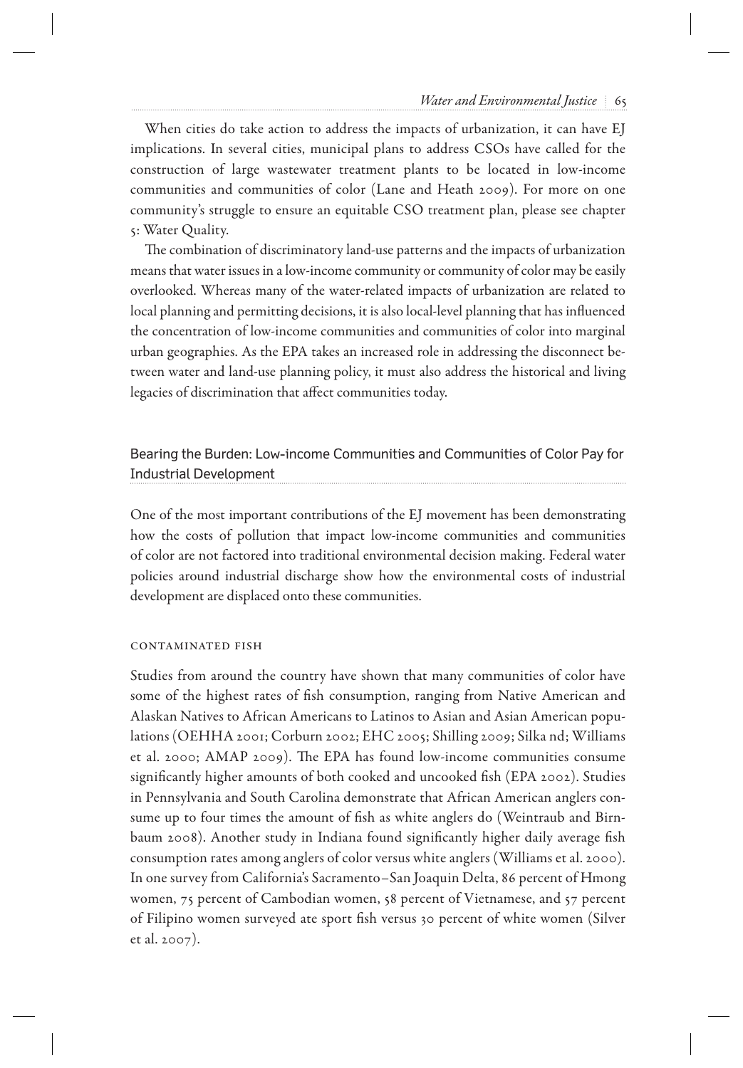When cities do take action to address the impacts of urbanization, it can have EJ implications. In several cities, municipal plans to address CSOs have called for the construction of large wastewater treatment plants to be located in low-income communities and communities of color (Lane and Heath 2009). For more on one community's struggle to ensure an equitable CSO treatment plan, please see chapter 5: Water Quality.

The combination of discriminatory land-use patterns and the impacts of urbanization means that water issues in a low-income community or community of color may be easily overlooked. Whereas many of the water-related impacts of urbanization are related to local planning and permitting decisions, it is also local-level planning that has influenced the concentration of low-income communities and communities of color into marginal urban geographies. As the EPA takes an increased role in addressing the disconnect between water and land-use planning policy, it must also address the historical and living legacies of discrimination that affect communities today.

## Bearing the Burden: Low-income Communities and Communities of Color Pay for Industrial Development

One of the most important contributions of the EJ movement has been demonstrating how the costs of pollution that impact low-income communities and communities of color are not factored into traditional environmental decision making. Federal water policies around industrial discharge show how the environmental costs of industrial development are displaced onto these communities.

### CONTAMINATED FISH

Studies from around the country have shown that many communities of color have some of the highest rates of fish consumption, ranging from Native American and Alaskan Natives to African Americans to Latinos to Asian and Asian American populations (OEHHA 2001; Corburn 2002; EHC 2005; Shilling 2009; Silka nd; Williams et al. 2000; AMAP 2009). The EPA has found low-income communities consume significantly higher amounts of both cooked and uncooked fish (EPA 2002). Studies in Pennsylvania and South Carolina demonstrate that African American anglers consume up to four times the amount of fish as white anglers do (Weintraub and Birnbaum 2008). Another study in Indiana found significantly higher daily average fish consumption rates among anglers of color versus white anglers (Williams et al. 2000). In one survey from California's Sacramento–San Joaquin Delta, 86 percent of Hmong women, 75 percent of Cambodian women, 58 percent of Vietnamese, and 57 percent of Filipino women surveyed ate sport fish versus 30 percent of white women (Silver et al. 2007).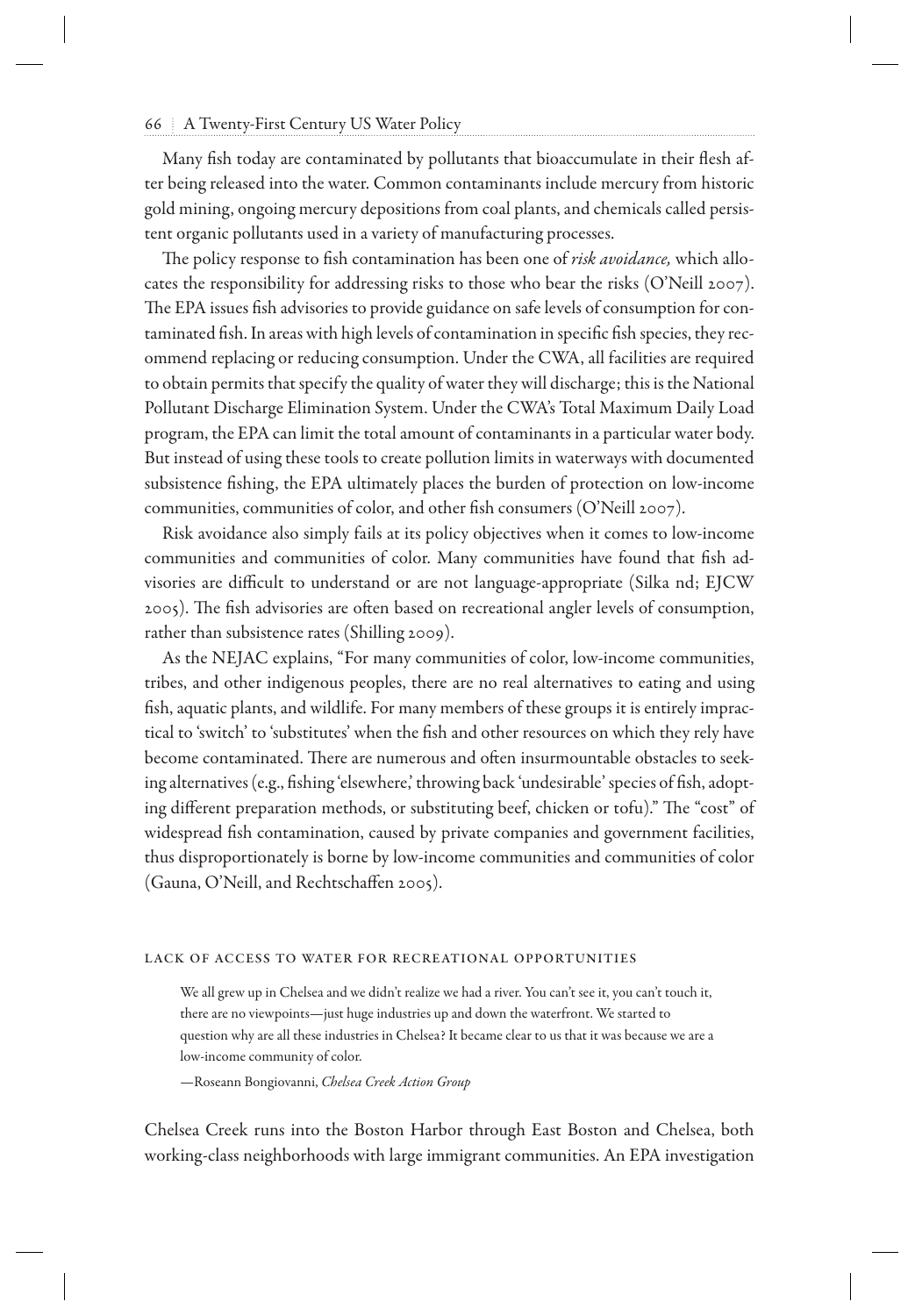Many fish today are contaminated by pollutants that bioaccumulate in their flesh after being released into the water. Common contaminants include mercury from historic gold mining, ongoing mercury depositions from coal plants, and chemicals called persistent organic pollutants used in a variety of manufacturing processes.

The policy response to fish contamination has been one of *risk avoidance,* which allocates the responsibility for addressing risks to those who bear the risks (O'Neill 2007). The EPA issues fish advisories to provide guidance on safe levels of consumption for contaminated fish. In areas with high levels of contamination in specific fish species, they recommend replacing or reducing consumption. Under the CWA, all facilities are required to obtain permits that specify the quality of water they will discharge; this is the National Pollutant Discharge Elimination System. Under the CWA's Total Maximum Daily Load program, the EPA can limit the total amount of contaminants in a particular water body. But instead of using these tools to create pollution limits in waterways with documented subsistence fishing, the EPA ultimately places the burden of protection on low-income communities, communities of color, and other fish consumers (O'Neill 2007).

Risk avoidance also simply fails at its policy objectives when it comes to low-income communities and communities of color. Many communities have found that fish advisories are difficult to understand or are not language-appropriate (Silka nd; EJCW 2005). The fish advisories are often based on recreational angler levels of consumption, rather than subsistence rates (Shilling 2009).

As the NEJAC explains, "For many communities of color, low-income communities, tribes, and other indigenous peoples, there are no real alternatives to eating and using fish, aquatic plants, and wildlife. For many members of these groups it is entirely impractical to 'switch' to 'substitutes' when the fish and other resources on which they rely have become contaminated. There are numerous and often insurmountable obstacles to seeking alternatives (e.g., fishing 'elsewhere,' throwing back 'undesirable' species of fish, adopting different preparation methods, or substituting beef, chicken or tofu)." The "cost" of widespread fish contamination, caused by private companies and government facilities, thus disproportionately is borne by low-income communities and communities of color (Gauna, O'Neill, and Rechtschaffen 2005).

#### LACK OF ACCESS TO WATER FOR RECREATIONAL OPPORTUNITIES

> We all grew up in Chelsea and we didn't realize we had a river. You can't see it, you can't touch it, there are no viewpoints—just huge industries up and down the waterfront. We started to question why are all these industries in Chelsea? It became clear to us that it was because we are a low-income community of color.
>
> —Roseann Bongiovanni, *Chelsea Creek Action Group*

Chelsea Creek runs into the Boston Harbor through East Boston and Chelsea, both working-class neighborhoods with large immigrant communities. An EPA investigation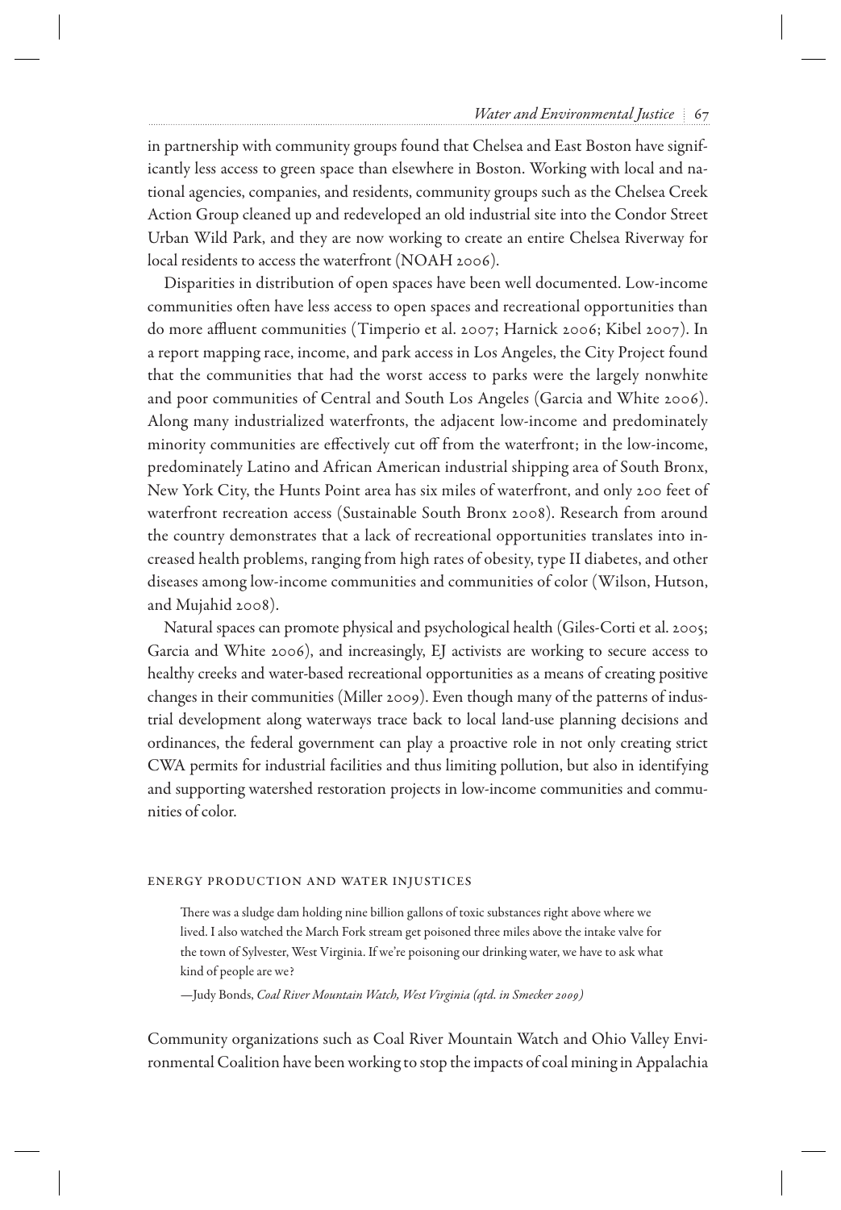in partnership with community groups found that Chelsea and East Boston have significantly less access to green space than elsewhere in Boston. Working with local and national agencies, companies, and residents, community groups such as the Chelsea Creek Action Group cleaned up and redeveloped an old industrial site into the Condor Street Urban Wild Park, and they are now working to create an entire Chelsea Riverway for local residents to access the waterfront (NOAH 2006).

Disparities in distribution of open spaces have been well documented. Low-income communities often have less access to open spaces and recreational opportunities than do more affluent communities (Timperio et al. 2007; Harnick 2006; Kibel 2007). In a report mapping race, income, and park access in Los Angeles, the City Project found that the communities that had the worst access to parks were the largely nonwhite and poor communities of Central and South Los Angeles (Garcia and White 2006). Along many industrialized waterfronts, the adjacent low-income and predominately minority communities are effectively cut off from the waterfront; in the low-income, predominately Latino and African American industrial shipping area of South Bronx, New York City, the Hunts Point area has six miles of waterfront, and only 200 feet of waterfront recreation access (Sustainable South Bronx 2008). Research from around the country demonstrates that a lack of recreational opportunities translates into increased health problems, ranging from high rates of obesity, type II diabetes, and other diseases among low-income communities and communities of color (Wilson, Hutson, and Mujahid 2008).

Natural spaces can promote physical and psychological health (Giles-Corti et al. 2005; Garcia and White 2006), and increasingly, EJ activists are working to secure access to healthy creeks and water-based recreational opportunities as a means of creating positive changes in their communities (Miller 2009). Even though many of the patterns of industrial development along waterways trace back to local land-use planning decisions and ordinances, the federal government can play a proactive role in not only creating strict CWA permits for industrial facilities and thus limiting pollution, but also in identifying and supporting watershed restoration projects in low-income communities and communities of color.

## ENERGY PRODUCTION AND WATER INJUSTICES

> There was a sludge dam holding nine billion gallons of toxic substances right above where we lived. I also watched the March Fork stream get poisoned three miles above the intake valve for the town of Sylvester, West Virginia. If we're poisoning our drinking water, we have to ask what kind of people are we?
>
> —Judy Bonds, *Coal River Mountain Watch, West Virginia (qtd. in Smecker 2009)*

Community organizations such as Coal River Mountain Watch and Ohio Valley Environmental Coalition have been working to stop the impacts of coal mining in Appalachia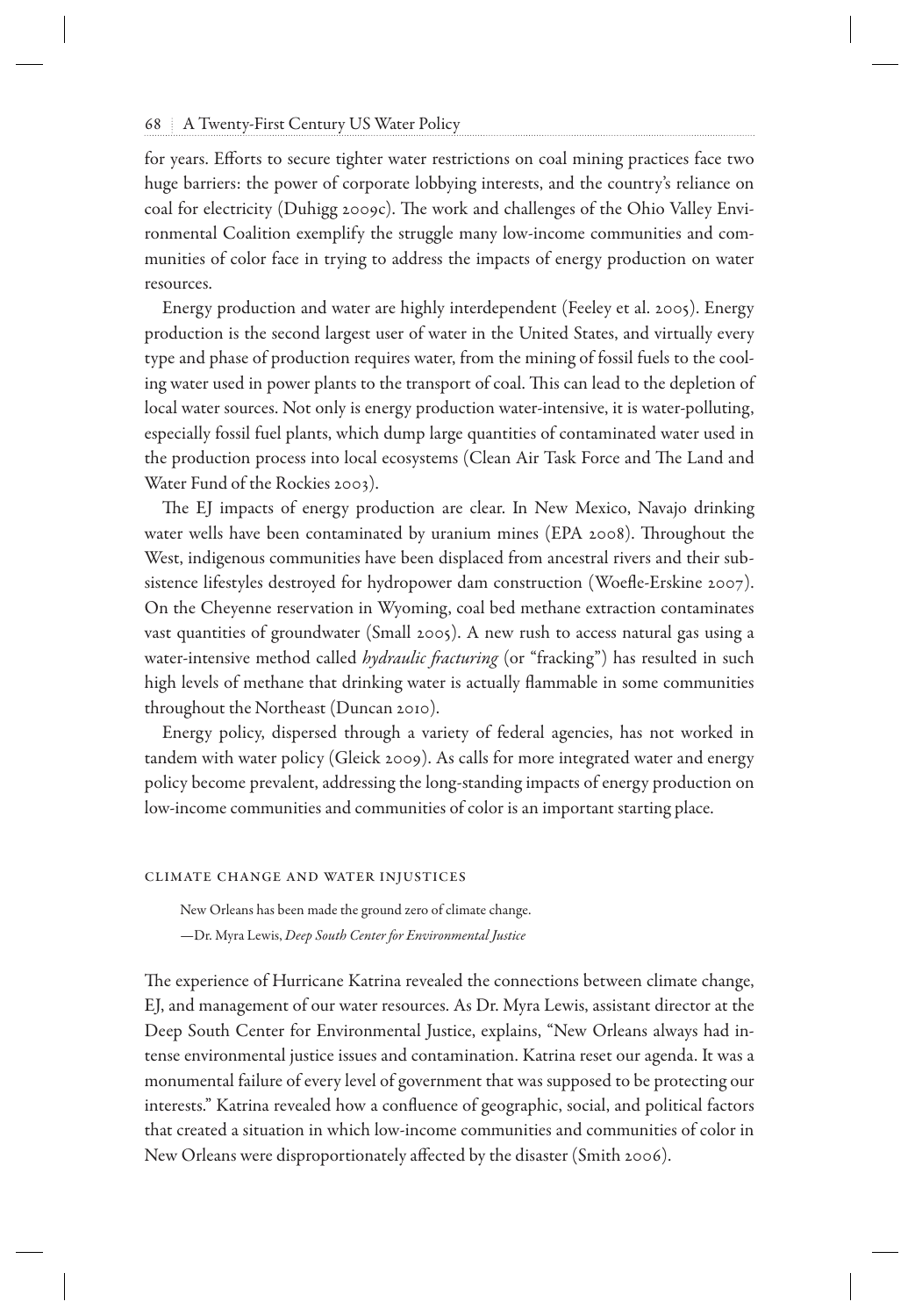for years. Efforts to secure tighter water restrictions on coal mining practices face two huge barriers: the power of corporate lobbying interests, and the country's reliance on coal for electricity (Duhigg 2009c). The work and challenges of the Ohio Valley Environmental Coalition exemplify the struggle many low-income communities and communities of color face in trying to address the impacts of energy production on water resources.

Energy production and water are highly interdependent (Feeley et al. 2005). Energy production is the second largest user of water in the United States, and virtually every type and phase of production requires water, from the mining of fossil fuels to the cooling water used in power plants to the transport of coal. This can lead to the depletion of local water sources. Not only is energy production water-intensive, it is water-polluting, especially fossil fuel plants, which dump large quantities of contaminated water used in the production process into local ecosystems (Clean Air Task Force and The Land and Water Fund of the Rockies 2003).

The EJ impacts of energy production are clear. In New Mexico, Navajo drinking water wells have been contaminated by uranium mines (EPA 2008). Throughout the West, indigenous communities have been displaced from ancestral rivers and their subsistence lifestyles destroyed for hydropower dam construction (Woefle-Erskine 2007). On the Cheyenne reservation in Wyoming, coal bed methane extraction contaminates vast quantities of groundwater (Small 2005). A new rush to access natural gas using a water-intensive method called *hydraulic fracturing* (or "fracking") has resulted in such high levels of methane that drinking water is actually flammable in some communities throughout the Northeast (Duncan 2010).

Energy policy, dispersed through a variety of federal agencies, has not worked in tandem with water policy (Gleick 2009). As calls for more integrated water and energy policy become prevalent, addressing the long-standing impacts of energy production on low-income communities and communities of color is an important starting place.

## Climate Change and Water Injustices

> New Orleans has been made the ground zero of climate change.
>
> —Dr. Myra Lewis, *Deep South Center for Environmental Justice*

The experience of Hurricane Katrina revealed the connections between climate change, EJ, and management of our water resources. As Dr. Myra Lewis, assistant director at the Deep South Center for Environmental Justice, explains, "New Orleans always had intense environmental justice issues and contamination. Katrina reset our agenda. It was a monumental failure of every level of government that was supposed to be protecting our interests." Katrina revealed how a confluence of geographic, social, and political factors that created a situation in which low-income communities and communities of color in New Orleans were disproportionately affected by the disaster (Smith 2006).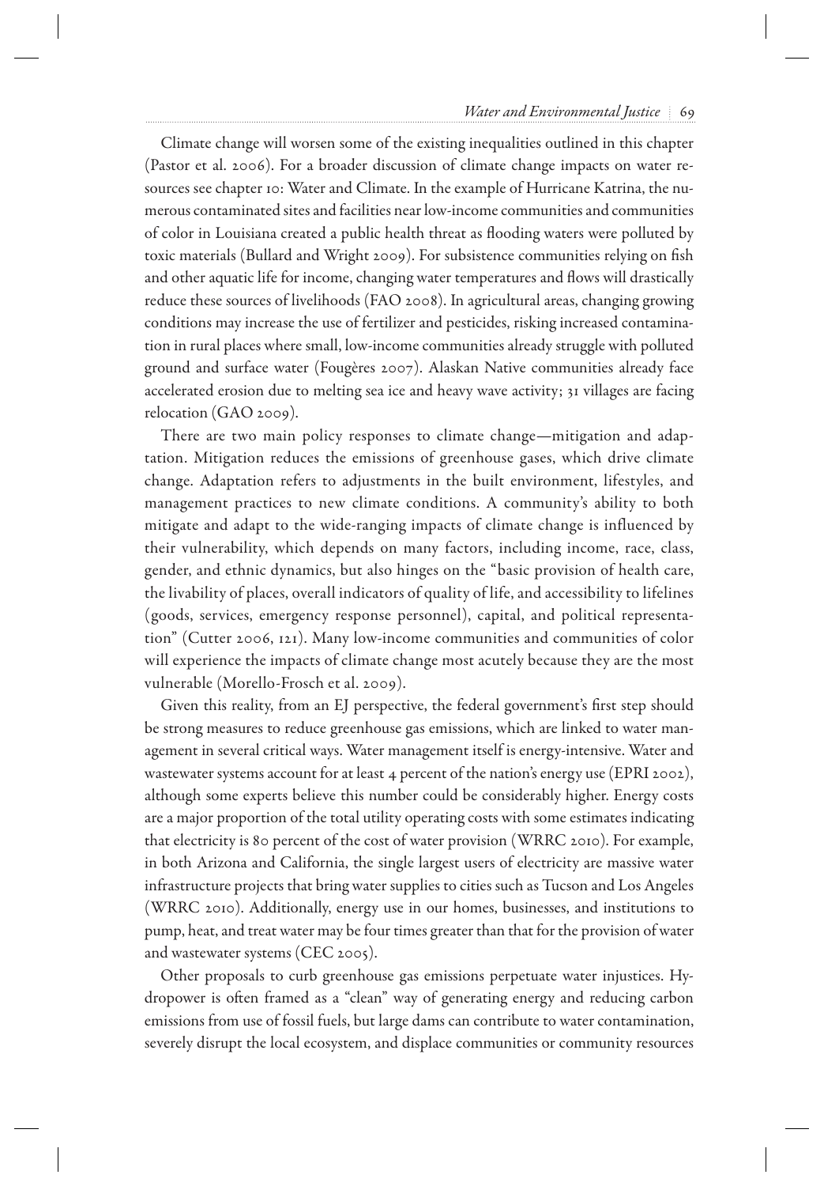Climate change will worsen some of the existing inequalities outlined in this chapter (Pastor et al. 2006). For a broader discussion of climate change impacts on water resources see chapter 10: Water and Climate. In the example of Hurricane Katrina, the numerous contaminated sites and facilities near low-income communities and communities of color in Louisiana created a public health threat as flooding waters were polluted by toxic materials (Bullard and Wright 2009). For subsistence communities relying on fish and other aquatic life for income, changing water temperatures and flows will drastically reduce these sources of livelihoods (FAO 2008). In agricultural areas, changing growing conditions may increase the use of fertilizer and pesticides, risking increased contamination in rural places where small, low-income communities already struggle with polluted ground and surface water (Fougères 2007). Alaskan Native communities already face accelerated erosion due to melting sea ice and heavy wave activity; 31 villages are facing relocation (GAO 2009).

There are two main policy responses to climate change—mitigation and adaptation. Mitigation reduces the emissions of greenhouse gases, which drive climate change. Adaptation refers to adjustments in the built environment, lifestyles, and management practices to new climate conditions. A community's ability to both mitigate and adapt to the wide-ranging impacts of climate change is influenced by their vulnerability, which depends on many factors, including income, race, class, gender, and ethnic dynamics, but also hinges on the "basic provision of health care, the livability of places, overall indicators of quality of life, and accessibility to lifelines (goods, services, emergency response personnel), capital, and political representation" (Cutter 2006, 121). Many low-income communities and communities of color will experience the impacts of climate change most acutely because they are the most vulnerable (Morello-Frosch et al. 2009).

Given this reality, from an EJ perspective, the federal government's first step should be strong measures to reduce greenhouse gas emissions, which are linked to water management in several critical ways. Water management itself is energy-intensive. Water and wastewater systems account for at least 4 percent of the nation's energy use (EPRI 2002), although some experts believe this number could be considerably higher. Energy costs are a major proportion of the total utility operating costs with some estimates indicating that electricity is 80 percent of the cost of water provision (WRRC 2010). For example, in both Arizona and California, the single largest users of electricity are massive water infrastructure projects that bring water supplies to cities such as Tucson and Los Angeles (WRRC 2010). Additionally, energy use in our homes, businesses, and institutions to pump, heat, and treat water may be four times greater than that for the provision of water and wastewater systems (CEC 2005).

Other proposals to curb greenhouse gas emissions perpetuate water injustices. Hydropower is often framed as a "clean" way of generating energy and reducing carbon emissions from use of fossil fuels, but large dams can contribute to water contamination, severely disrupt the local ecosystem, and displace communities or community resources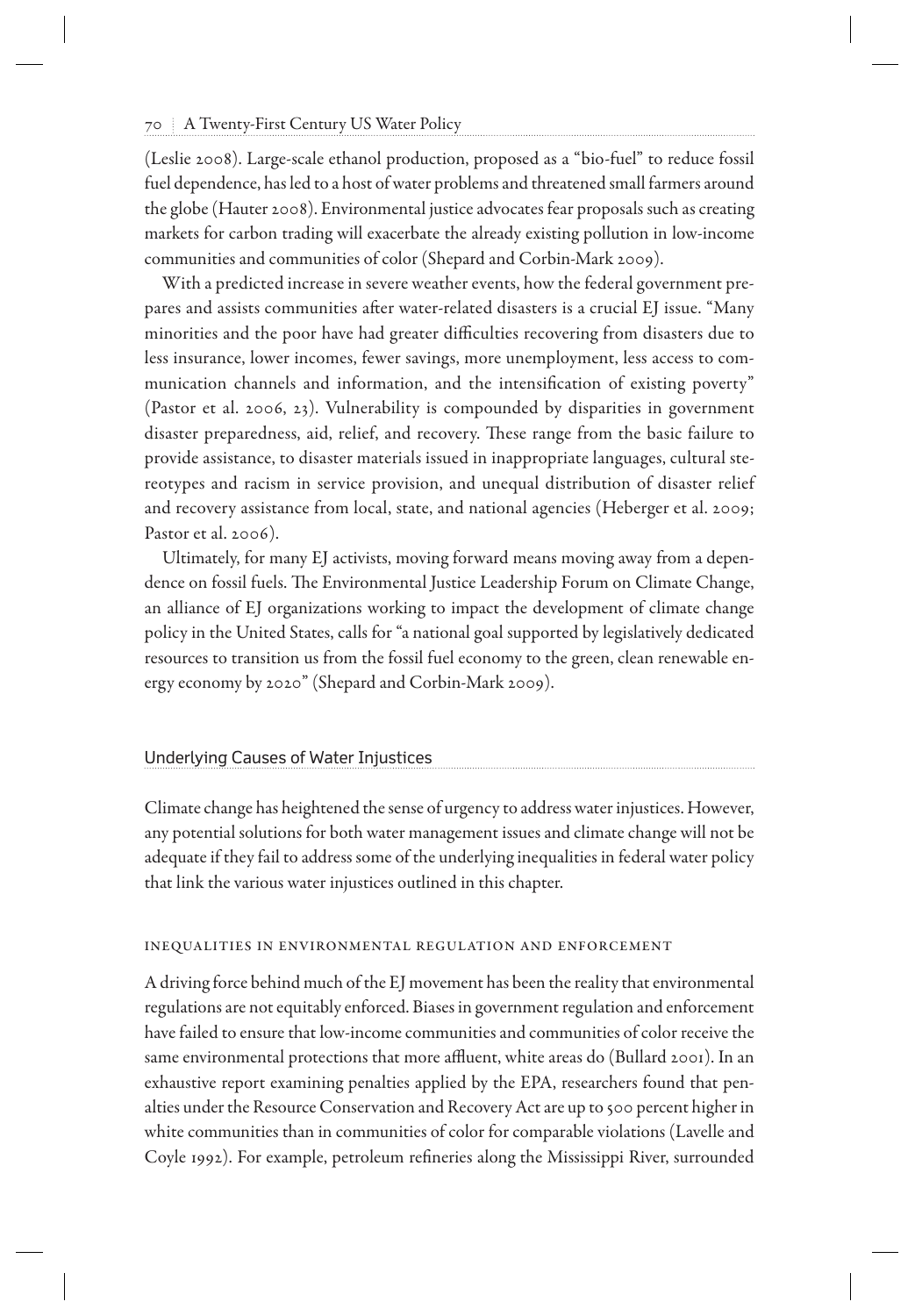(Leslie 2008). Large-scale ethanol production, proposed as a "bio-fuel" to reduce fossil fuel dependence, has led to a host of water problems and threatened small farmers around the globe (Hauter 2008). Environmental justice advocates fear proposals such as creating markets for carbon trading will exacerbate the already existing pollution in low-income communities and communities of color (Shepard and Corbin-Mark 2009).

With a predicted increase in severe weather events, how the federal government prepares and assists communities after water-related disasters is a crucial EJ issue. "Many minorities and the poor have had greater difficulties recovering from disasters due to less insurance, lower incomes, fewer savings, more unemployment, less access to communication channels and information, and the intensification of existing poverty" (Pastor et al. 2006, 23). Vulnerability is compounded by disparities in government disaster preparedness, aid, relief, and recovery. These range from the basic failure to provide assistance, to disaster materials issued in inappropriate languages, cultural stereotypes and racism in service provision, and unequal distribution of disaster relief and recovery assistance from local, state, and national agencies (Heberger et al. 2009; Pastor et al. 2006).

Ultimately, for many EJ activists, moving forward means moving away from a dependence on fossil fuels. The Environmental Justice Leadership Forum on Climate Change, an alliance of EJ organizations working to impact the development of climate change policy in the United States, calls for "a national goal supported by legislatively dedicated resources to transition us from the fossil fuel economy to the green, clean renewable energy economy by 2020" (Shepard and Corbin-Mark 2009).

## Underlying Causes of Water Injustices

Climate change has heightened the sense of urgency to address water injustices. However, any potential solutions for both water management issues and climate change will not be adequate if they fail to address some of the underlying inequalities in federal water policy that link the various water injustices outlined in this chapter.

### Inequalities in Environmental Regulation and Enforcement

A driving force behind much of the EJ movement has been the reality that environmental regulations are not equitably enforced. Biases in government regulation and enforcement have failed to ensure that low-income communities and communities of color receive the same environmental protections that more affluent, white areas do (Bullard 2001). In an exhaustive report examining penalties applied by the EPA, researchers found that penalties under the Resource Conservation and Recovery Act are up to 500 percent higher in white communities than in communities of color for comparable violations (Lavelle and Coyle 1992). For example, petroleum refineries along the Mississippi River, surrounded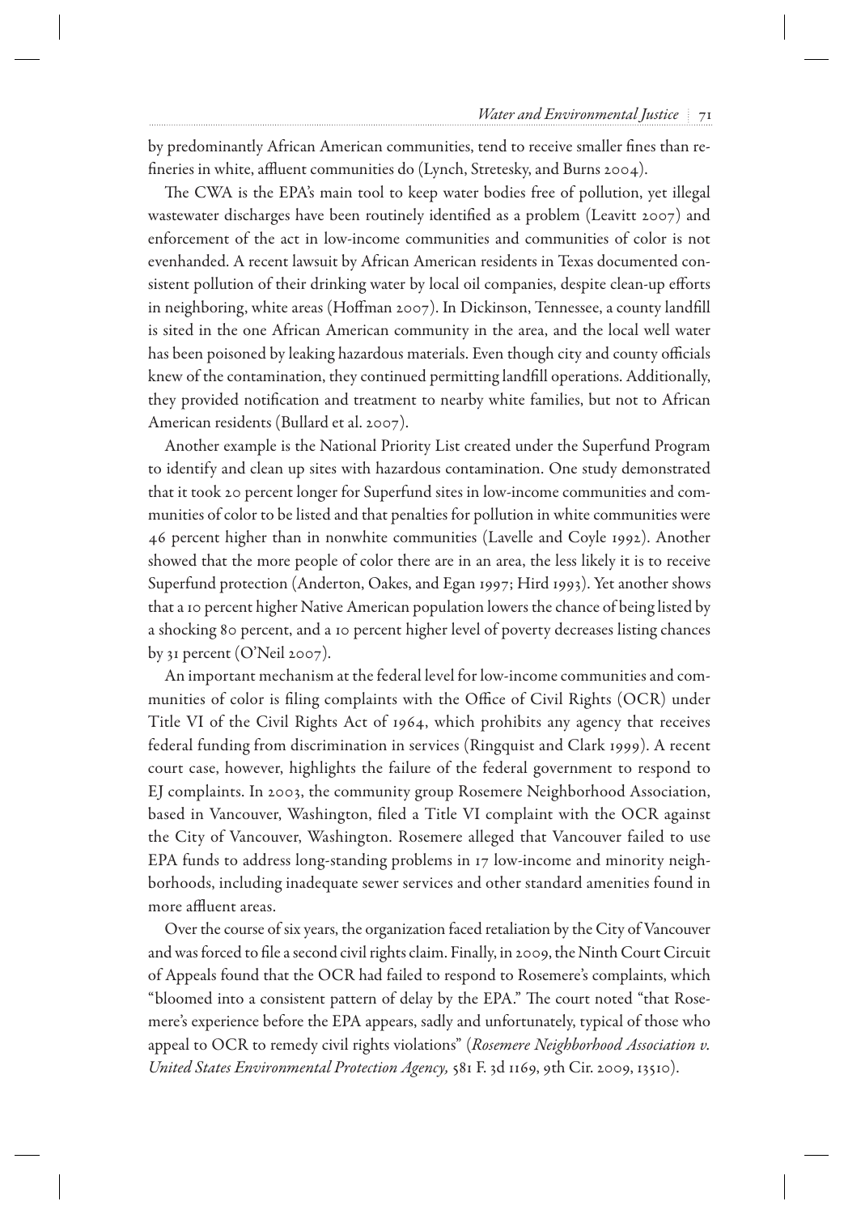by predominantly African American communities, tend to receive smaller fines than refineries in white, affluent communities do (Lynch, Stretesky, and Burns 2004).

The CWA is the EPA's main tool to keep water bodies free of pollution, yet illegal wastewater discharges have been routinely identified as a problem (Leavitt 2007) and enforcement of the act in low-income communities and communities of color is not evenhanded. A recent lawsuit by African American residents in Texas documented consistent pollution of their drinking water by local oil companies, despite clean-up efforts in neighboring, white areas (Hoffman 2007). In Dickinson, Tennessee, a county landfill is sited in the one African American community in the area, and the local well water has been poisoned by leaking hazardous materials. Even though city and county officials knew of the contamination, they continued permitting landfill operations. Additionally, they provided notification and treatment to nearby white families, but not to African American residents (Bullard et al. 2007).

Another example is the National Priority List created under the Superfund Program to identify and clean up sites with hazardous contamination. One study demonstrated that it took 20 percent longer for Superfund sites in low-income communities and communities of color to be listed and that penalties for pollution in white communities were 46 percent higher than in nonwhite communities (Lavelle and Coyle 1992). Another showed that the more people of color there are in an area, the less likely it is to receive Superfund protection (Anderton, Oakes, and Egan 1997; Hird 1993). Yet another shows that a 10 percent higher Native American population lowers the chance of being listed by a shocking 80 percent, and a 10 percent higher level of poverty decreases listing chances by 31 percent (O'Neil 2007).

An important mechanism at the federal level for low-income communities and communities of color is filing complaints with the Office of Civil Rights (OCR) under Title VI of the Civil Rights Act of 1964, which prohibits any agency that receives federal funding from discrimination in services (Ringquist and Clark 1999). A recent court case, however, highlights the failure of the federal government to respond to EJ complaints. In 2003, the community group Rosemere Neighborhood Association, based in Vancouver, Washington, filed a Title VI complaint with the OCR against the City of Vancouver, Washington. Rosemere alleged that Vancouver failed to use EPA funds to address long-standing problems in 17 low-income and minority neighborhoods, including inadequate sewer services and other standard amenities found in more affluent areas.

Over the course of six years, the organization faced retaliation by the City of Vancouver and was forced to file a second civil rights claim. Finally, in 2009, the Ninth Court Circuit of Appeals found that the OCR had failed to respond to Rosemere's complaints, which "bloomed into a consistent pattern of delay by the EPA." The court noted "that Rosemere's experience before the EPA appears, sadly and unfortunately, typical of those who appeal to OCR to remedy civil rights violations" (*Rosemere Neighborhood Association v. United States Environmental Protection Agency,* 581 F. 3d 1169, 9th Cir. 2009, 13510).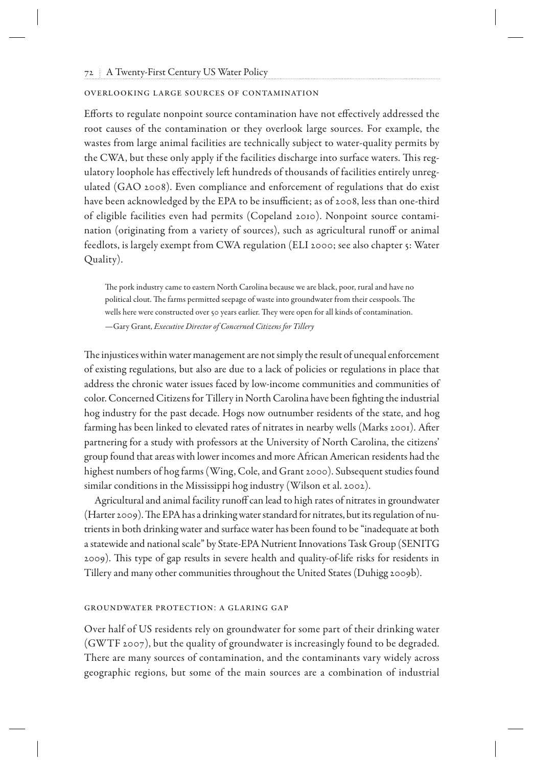### Overlooking Large Sources of Contamination

Efforts to regulate nonpoint source contamination have not effectively addressed the root causes of the contamination or they overlook large sources. For example, the wastes from large animal facilities are technically subject to water-quality permits by the CWA, but these only apply if the facilities discharge into surface waters. This regulatory loophole has effectively left hundreds of thousands of facilities entirely unregulated (GAO 2008). Even compliance and enforcement of regulations that do exist have been acknowledged by the EPA to be insufficient; as of 2008, less than one-third of eligible facilities even had permits (Copeland 2010). Nonpoint source contamination (originating from a variety of sources), such as agricultural runoff or animal feedlots, is largely exempt from CWA regulation (ELI 2000; see also chapter 5: Water Quality).

> The pork industry came to eastern North Carolina because we are black, poor, rural and have no political clout. The farms permitted seepage of waste into groundwater from their cesspools. The wells here were constructed over 50 years earlier. They were open for all kinds of contamination.
>
> —Gary Grant, *Executive Director of Concerned Citizens for Tillery*

The injustices within water management are not simply the result of unequal enforcement of existing regulations, but also are due to a lack of policies or regulations in place that address the chronic water issues faced by low-income communities and communities of color. Concerned Citizens for Tillery in North Carolina have been fighting the industrial hog industry for the past decade. Hogs now outnumber residents of the state, and hog farming has been linked to elevated rates of nitrates in nearby wells (Marks 2001). After partnering for a study with professors at the University of North Carolina, the citizens' group found that areas with lower incomes and more African American residents had the highest numbers of hog farms (Wing, Cole, and Grant 2000). Subsequent studies found similar conditions in the Mississippi hog industry (Wilson et al. 2002).

Agricultural and animal facility runoff can lead to high rates of nitrates in groundwater (Harter 2009). The EPA has a drinking water standard for nitrates, but its regulation of nutrients in both drinking water and surface water has been found to be "inadequate at both a statewide and national scale" by State-EPA Nutrient Innovations Task Group (SENITG 2009). This type of gap results in severe health and quality-of-life risks for residents in Tillery and many other communities throughout the United States (Duhigg 2009b).

### Groundwater Protection: A Glaring Gap

Over half of US residents rely on groundwater for some part of their drinking water (GWTF 2007), but the quality of groundwater is increasingly found to be degraded. There are many sources of contamination, and the contaminants vary widely across geographic regions, but some of the main sources are a combination of industrial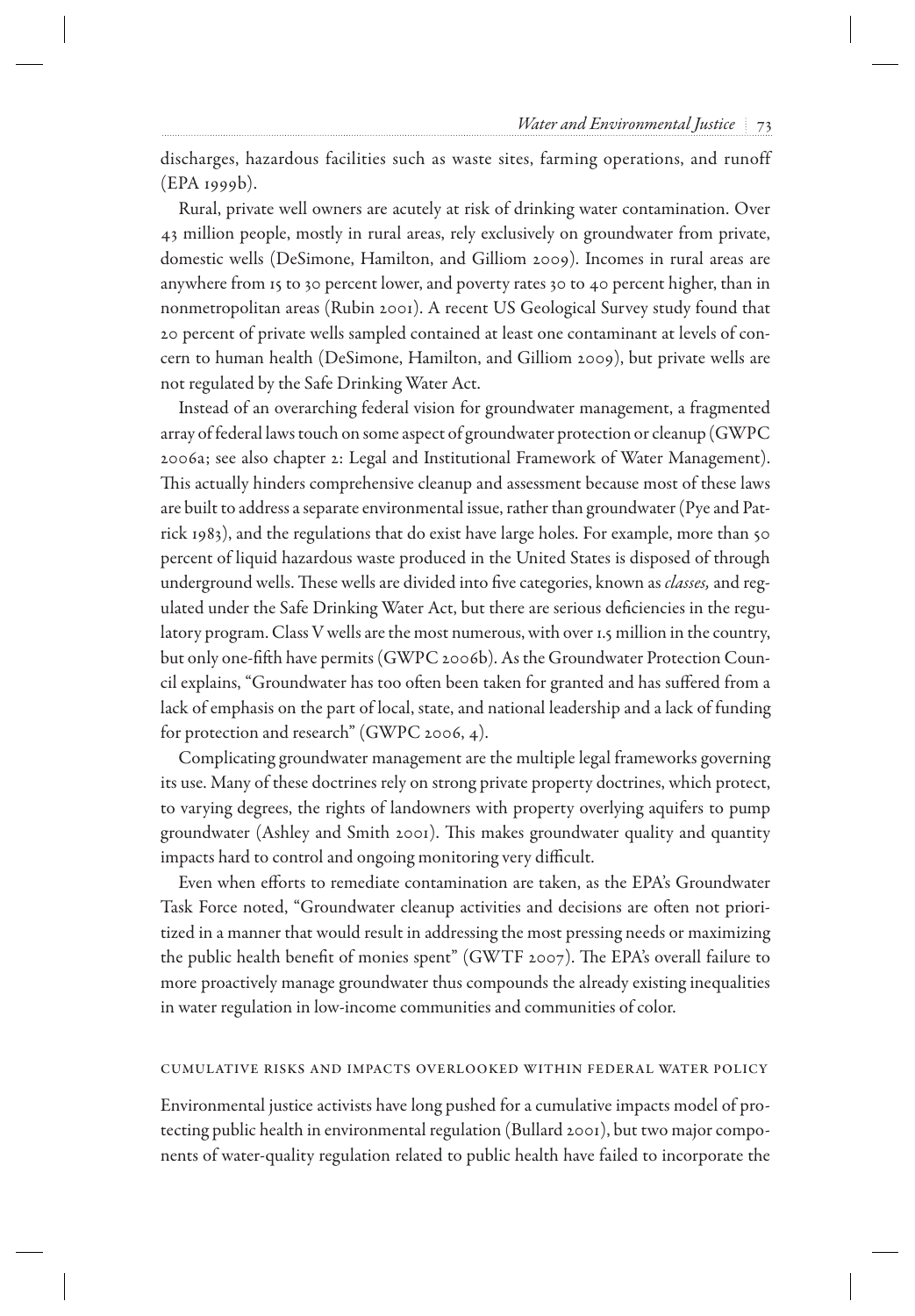discharges, hazardous facilities such as waste sites, farming operations, and runoff (EPA 1999b).

Rural, private well owners are acutely at risk of drinking water contamination. Over 43 million people, mostly in rural areas, rely exclusively on groundwater from private, domestic wells (DeSimone, Hamilton, and Gilliom 2009). Incomes in rural areas are anywhere from 15 to 30 percent lower, and poverty rates 30 to 40 percent higher, than in nonmetropolitan areas (Rubin 2001). A recent US Geological Survey study found that 20 percent of private wells sampled contained at least one contaminant at levels of concern to human health (DeSimone, Hamilton, and Gilliom 2009), but private wells are not regulated by the Safe Drinking Water Act.

Instead of an overarching federal vision for groundwater management, a fragmented array of federal laws touch on some aspect of groundwater protection or cleanup (GWPC 2006a; see also chapter 2: Legal and Institutional Framework of Water Management). This actually hinders comprehensive cleanup and assessment because most of these laws are built to address a separate environmental issue, rather than groundwater (Pye and Patrick 1983), and the regulations that do exist have large holes. For example, more than 50 percent of liquid hazardous waste produced in the United States is disposed of through underground wells. These wells are divided into five categories, known as *classes,* and regulated under the Safe Drinking Water Act, but there are serious deficiencies in the regulatory program. Class V wells are the most numerous, with over 1.5 million in the country, but only one-fifth have permits (GWPC 2006b). As the Groundwater Protection Council explains, "Groundwater has too often been taken for granted and has suffered from a lack of emphasis on the part of local, state, and national leadership and a lack of funding for protection and research" (GWPC 2006, 4).

Complicating groundwater management are the multiple legal frameworks governing its use. Many of these doctrines rely on strong private property doctrines, which protect, to varying degrees, the rights of landowners with property overlying aquifers to pump groundwater (Ashley and Smith 2001). This makes groundwater quality and quantity impacts hard to control and ongoing monitoring very difficult.

Even when efforts to remediate contamination are taken, as the EPA's Groundwater Task Force noted, "Groundwater cleanup activities and decisions are often not prioritized in a manner that would result in addressing the most pressing needs or maximizing the public health benefit of monies spent" (GWTF 2007). The EPA's overall failure to more proactively manage groundwater thus compounds the already existing inequalities in water regulation in low-income communities and communities of color.

### CUMULATIVE RISKS AND IMPACTS OVERLOOKED WITHIN FEDERAL WATER POLICY

Environmental justice activists have long pushed for a cumulative impacts model of protecting public health in environmental regulation (Bullard 2001), but two major components of water-quality regulation related to public health have failed to incorporate the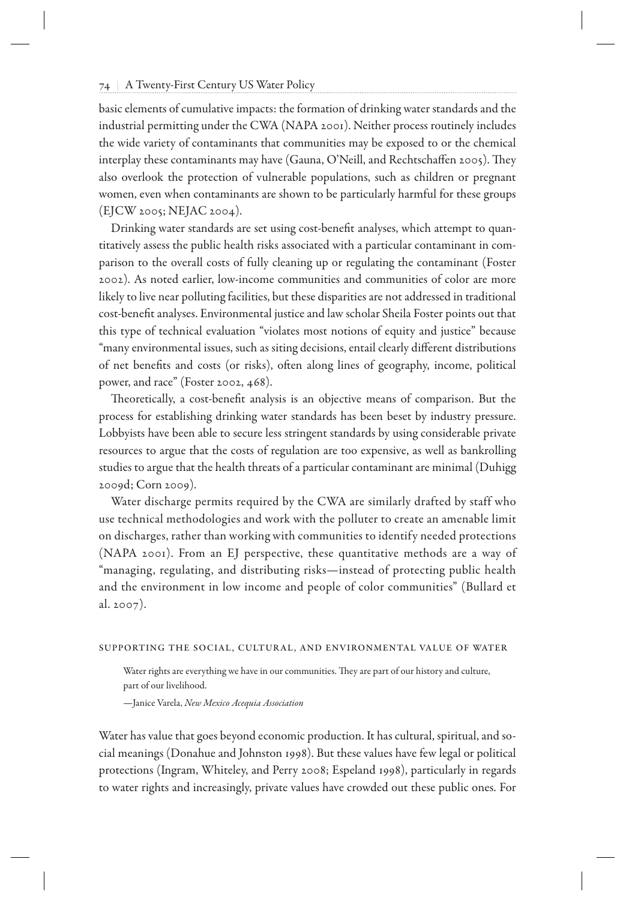basic elements of cumulative impacts: the formation of drinking water standards and the industrial permitting under the CWA (NAPA 2001). Neither process routinely includes the wide variety of contaminants that communities may be exposed to or the chemical interplay these contaminants may have (Gauna, O'Neill, and Rechtschaffen 2005). They also overlook the protection of vulnerable populations, such as children or pregnant women, even when contaminants are shown to be particularly harmful for these groups (EJCW 2005; NEJAC 2004).

Drinking water standards are set using cost-benefit analyses, which attempt to quantitatively assess the public health risks associated with a particular contaminant in comparison to the overall costs of fully cleaning up or regulating the contaminant (Foster 2002). As noted earlier, low-income communities and communities of color are more likely to live near polluting facilities, but these disparities are not addressed in traditional cost-benefit analyses. Environmental justice and law scholar Sheila Foster points out that this type of technical evaluation "violates most notions of equity and justice" because "many environmental issues, such as siting decisions, entail clearly different distributions of net benefits and costs (or risks), often along lines of geography, income, political power, and race" (Foster 2002, 468).

Theoretically, a cost-benefit analysis is an objective means of comparison. But the process for establishing drinking water standards has been beset by industry pressure. Lobbyists have been able to secure less stringent standards by using considerable private resources to argue that the costs of regulation are too expensive, as well as bankrolling studies to argue that the health threats of a particular contaminant are minimal (Duhigg 2009d; Corn 2009).

Water discharge permits required by the CWA are similarly drafted by staff who use technical methodologies and work with the polluter to create an amenable limit on discharges, rather than working with communities to identify needed protections (NAPA 2001). From an EJ perspective, these quantitative methods are a way of "managing, regulating, and distributing risks—instead of protecting public health and the environment in low income and people of color communities" (Bullard et al. 2007).

### Supporting the Social, Cultural, and Environmental Value of Water

> Water rights are everything we have in our communities. They are part of our history and culture, part of our livelihood.
>
> —Janice Varela, *New Mexico Acequia Association*

Water has value that goes beyond economic production. It has cultural, spiritual, and social meanings (Donahue and Johnston 1998). But these values have few legal or political protections (Ingram, Whiteley, and Perry 2008; Espeland 1998), particularly in regards to water rights and increasingly, private values have crowded out these public ones. For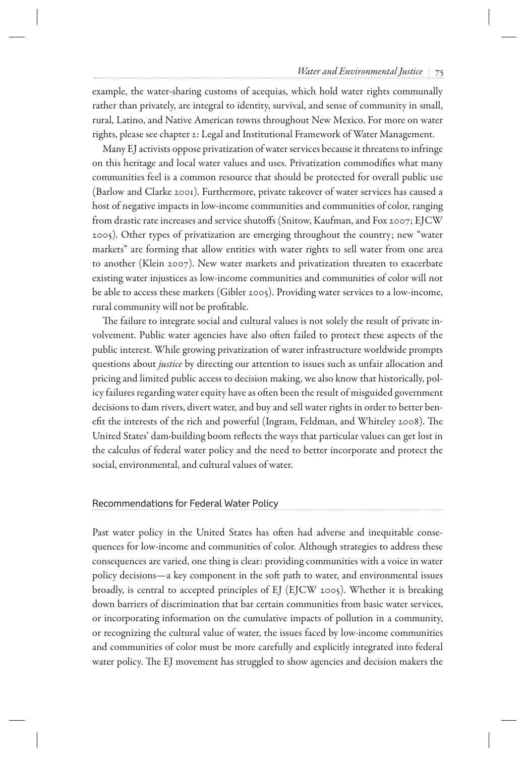example, the water-sharing customs of acequias, which hold water rights communally rather than privately, are integral to identity, survival, and sense of community in small, rural, Latino, and Native American towns throughout New Mexico. For more on water rights, please see chapter 2: Legal and Institutional Framework of Water Management.

Many EJ activists oppose privatization of water services because it threatens to infringe on this heritage and local water values and uses. Privatization commodifies what many communities feel is a common resource that should be protected for overall public use (Barlow and Clarke 2001). Furthermore, private takeover of water services has caused a host of negative impacts in low-income communities and communities of color, ranging from drastic rate increases and service shutoffs (Snitow, Kaufman, and Fox 2007; EJCW 2005). Other types of privatization are emerging throughout the country; new "water markets" are forming that allow entities with water rights to sell water from one area to another (Klein 2007). New water markets and privatization threaten to exacerbate existing water injustices as low-income communities and communities of color will not be able to access these markets (Gibler 2005). Providing water services to a low-income, rural community will not be profitable.

The failure to integrate social and cultural values is not solely the result of private involvement. Public water agencies have also often failed to protect these aspects of the public interest. While growing privatization of water infrastructure worldwide prompts questions about *justice* by directing our attention to issues such as unfair allocation and pricing and limited public access to decision making, we also know that historically, policy failures regarding water equity have as often been the result of misguided government decisions to dam rivers, divert water, and buy and sell water rights in order to better benefit the interests of the rich and powerful (Ingram, Feldman, and Whiteley 2008). The United States' dam-building boom reflects the ways that particular values can get lost in the calculus of federal water policy and the need to better incorporate and protect the social, environmental, and cultural values of water.

## Recommendations for Federal Water Policy

Past water policy in the United States has often had adverse and inequitable consequences for low-income and communities of color. Although strategies to address these consequences are varied, one thing is clear: providing communities with a voice in water policy decisions—a key component in the soft path to water, and environmental issues broadly, is central to accepted principles of EJ (EJCW 2005). Whether it is breaking down barriers of discrimination that bar certain communities from basic water services, or incorporating information on the cumulative impacts of pollution in a community, or recognizing the cultural value of water, the issues faced by low-income communities and communities of color must be more carefully and explicitly integrated into federal water policy. The EJ movement has struggled to show agencies and decision makers the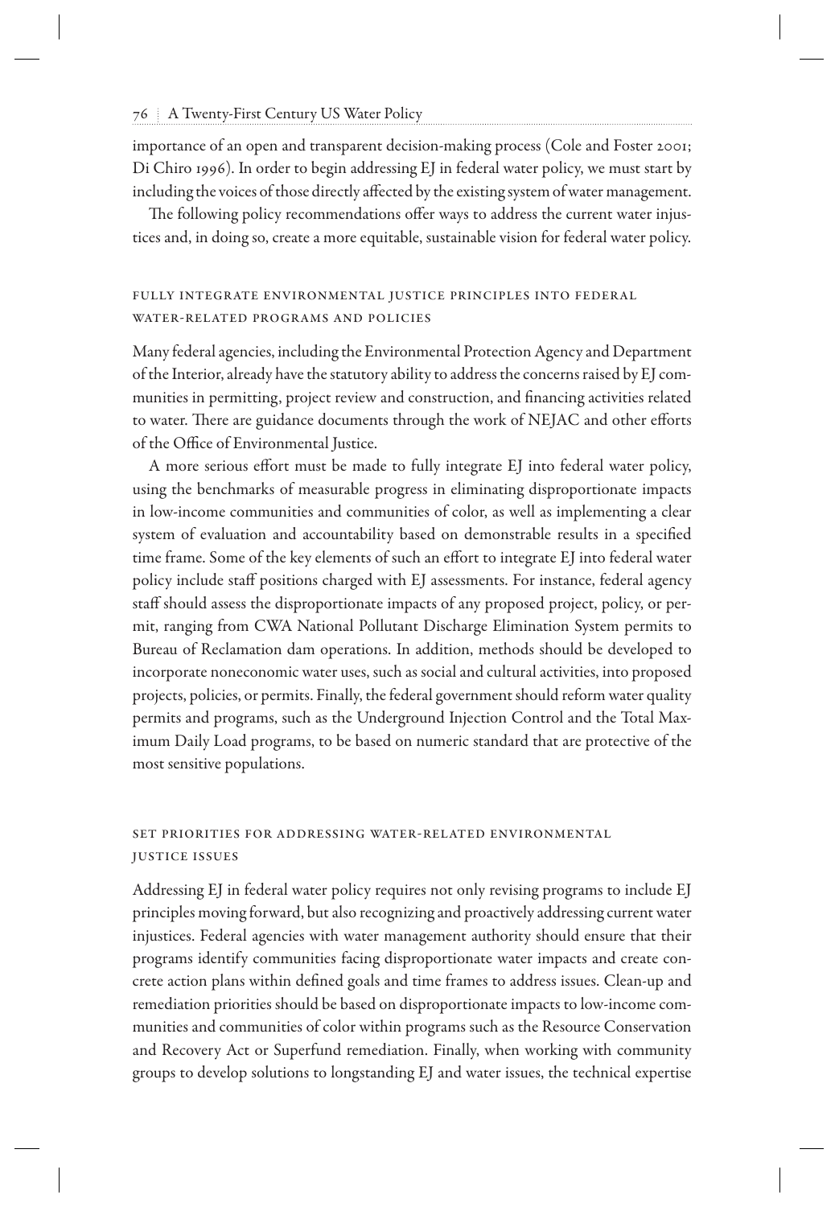importance of an open and transparent decision-making process (Cole and Foster 2001; Di Chiro 1996). In order to begin addressing EJ in federal water policy, we must start by including the voices of those directly affected by the existing system of water management.

The following policy recommendations offer ways to address the current water injustices and, in doing so, create a more equitable, sustainable vision for federal water policy.

## Fully Integrate Environmental Justice Principles into Federal Water-Related Programs and Policies

Many federal agencies, including the Environmental Protection Agency and Department of the Interior, already have the statutory ability to address the concerns raised by EJ communities in permitting, project review and construction, and financing activities related to water. There are guidance documents through the work of NEJAC and other efforts of the Office of Environmental Justice.

A more serious effort must be made to fully integrate EJ into federal water policy, using the benchmarks of measurable progress in eliminating disproportionate impacts in low-income communities and communities of color, as well as implementing a clear system of evaluation and accountability based on demonstrable results in a specified time frame. Some of the key elements of such an effort to integrate EJ into federal water policy include staff positions charged with EJ assessments. For instance, federal agency staff should assess the disproportionate impacts of any proposed project, policy, or permit, ranging from CWA National Pollutant Discharge Elimination System permits to Bureau of Reclamation dam operations. In addition, methods should be developed to incorporate noneconomic water uses, such as social and cultural activities, into proposed projects, policies, or permits. Finally, the federal government should reform water quality permits and programs, such as the Underground Injection Control and the Total Maximum Daily Load programs, to be based on numeric standard that are protective of the most sensitive populations.

## Set Priorities for Addressing Water-Related Environmental Justice Issues

Addressing EJ in federal water policy requires not only revising programs to include EJ principles moving forward, but also recognizing and proactively addressing current water injustices. Federal agencies with water management authority should ensure that their programs identify communities facing disproportionate water impacts and create concrete action plans within defined goals and time frames to address issues. Clean-up and remediation priorities should be based on disproportionate impacts to low-income communities and communities of color within programs such as the Resource Conservation and Recovery Act or Superfund remediation. Finally, when working with community groups to develop solutions to longstanding EJ and water issues, the technical expertise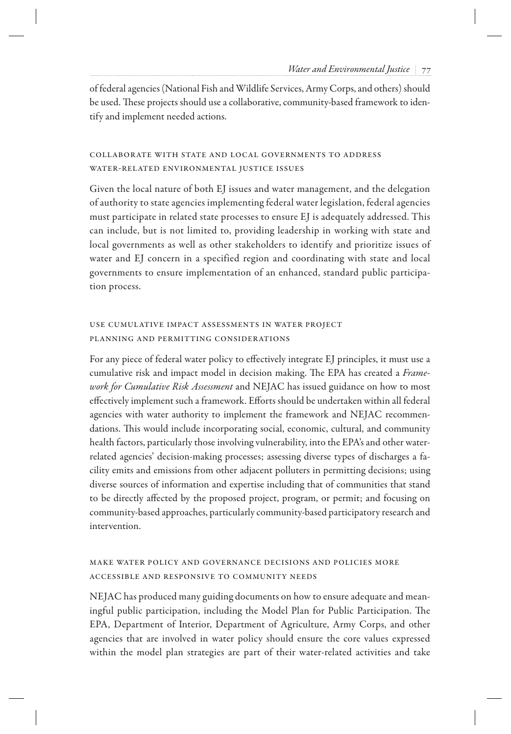of federal agencies (National Fish and Wildlife Services, Army Corps, and others) should be used. These projects should use a collaborative, community-based framework to identify and implement needed actions.

### COLLABORATE WITH STATE AND LOCAL GOVERNMENTS TO ADDRESS WATER-RELATED ENVIRONMENTAL JUSTICE ISSUES

Given the local nature of both EJ issues and water management, and the delegation of authority to state agencies implementing federal water legislation, federal agencies must participate in related state processes to ensure EJ is adequately addressed. This can include, but is not limited to, providing leadership in working with state and local governments as well as other stakeholders to identify and prioritize issues of water and EJ concern in a specified region and coordinating with state and local governments to ensure implementation of an enhanced, standard public participation process.

### USE CUMULATIVE IMPACT ASSESSMENTS IN WATER PROJECT PLANNING AND PERMITTING CONSIDERATIONS

For any piece of federal water policy to effectively integrate EJ principles, it must use a cumulative risk and impact model in decision making. The EPA has created a *Framework for Cumulative Risk Assessment* and NEJAC has issued guidance on how to most effectively implement such a framework. Efforts should be undertaken within all federal agencies with water authority to implement the framework and NEJAC recommendations. This would include incorporating social, economic, cultural, and community health factors, particularly those involving vulnerability, into the EPA's and other water-related agencies' decision-making processes; assessing diverse types of discharges a facility emits and emissions from other adjacent polluters in permitting decisions; using diverse sources of information and expertise including that of communities that stand to be directly affected by the proposed project, program, or permit; and focusing on community-based approaches, particularly community-based participatory research and intervention.

### MAKE WATER POLICY AND GOVERNANCE DECISIONS AND POLICIES MORE ACCESSIBLE AND RESPONSIVE TO COMMUNITY NEEDS

NEJAC has produced many guiding documents on how to ensure adequate and meaningful public participation, including the Model Plan for Public Participation. The EPA, Department of Interior, Department of Agriculture, Army Corps, and other agencies that are involved in water policy should ensure the core values expressed within the model plan strategies are part of their water-related activities and take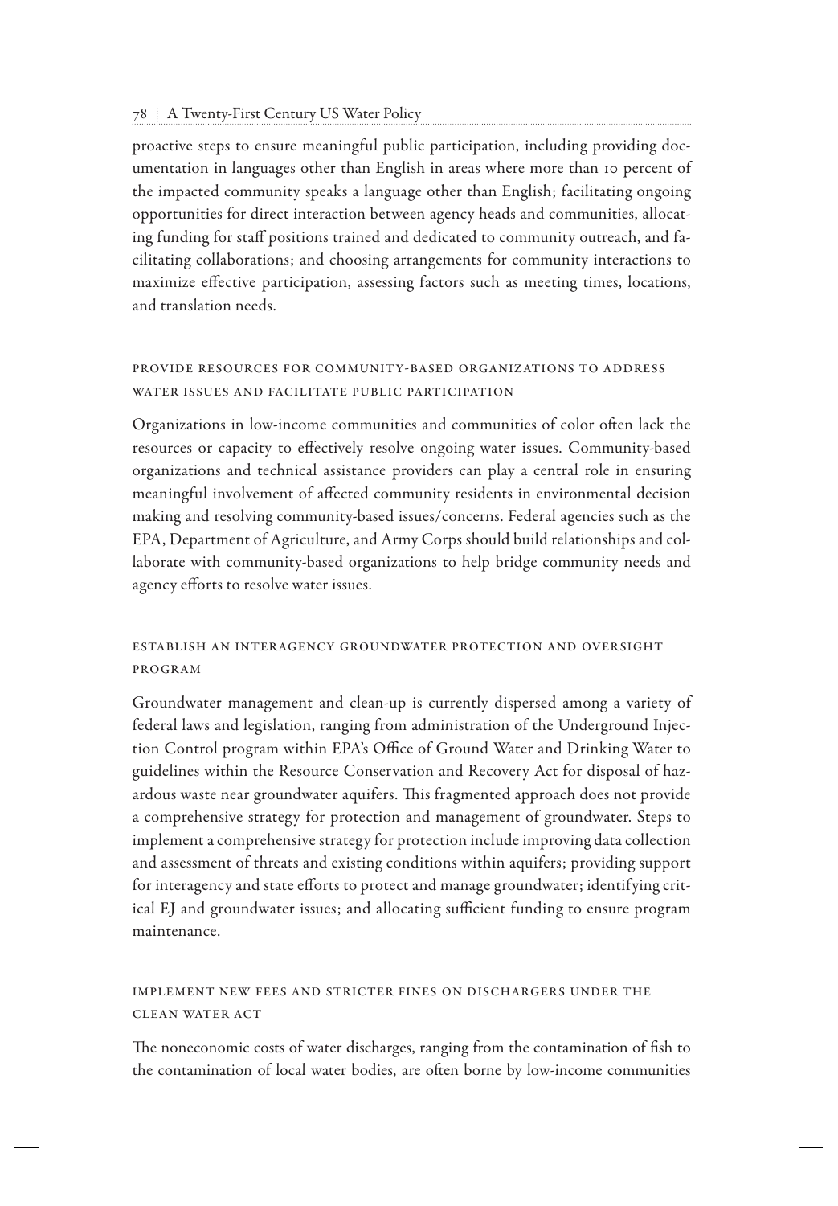proactive steps to ensure meaningful public participation, including providing documentation in languages other than English in areas where more than 10 percent of the impacted community speaks a language other than English; facilitating ongoing opportunities for direct interaction between agency heads and communities, allocating funding for staff positions trained and dedicated to community outreach, and facilitating collaborations; and choosing arrangements for community interactions to maximize effective participation, assessing factors such as meeting times, locations, and translation needs.

### Provide resources for community-based organizations to address water issues and facilitate public participation

Organizations in low-income communities and communities of color often lack the resources or capacity to effectively resolve ongoing water issues. Community-based organizations and technical assistance providers can play a central role in ensuring meaningful involvement of affected community residents in environmental decision making and resolving community-based issues/concerns. Federal agencies such as the EPA, Department of Agriculture, and Army Corps should build relationships and collaborate with community-based organizations to help bridge community needs and agency efforts to resolve water issues.

### Establish an interagency groundwater protection and oversight program

Groundwater management and clean-up is currently dispersed among a variety of federal laws and legislation, ranging from administration of the Underground Injection Control program within EPA's Office of Ground Water and Drinking Water to guidelines within the Resource Conservation and Recovery Act for disposal of hazardous waste near groundwater aquifers. This fragmented approach does not provide a comprehensive strategy for protection and management of groundwater. Steps to implement a comprehensive strategy for protection include improving data collection and assessment of threats and existing conditions within aquifers; providing support for interagency and state efforts to protect and manage groundwater; identifying critical EJ and groundwater issues; and allocating sufficient funding to ensure program maintenance.

### Implement new fees and stricter fines on dischargers under the Clean Water Act

The noneconomic costs of water discharges, ranging from the contamination of fish to the contamination of local water bodies, are often borne by low-income communities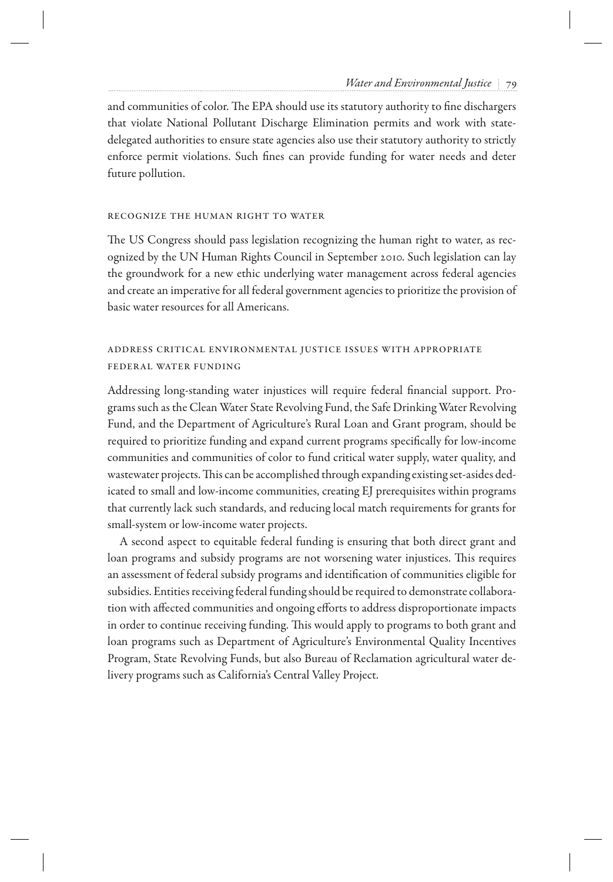and communities of color. The EPA should use its statutory authority to fine dischargers that violate National Pollutant Discharge Elimination permits and work with state-delegated authorities to ensure state agencies also use their statutory authority to strictly enforce permit violations. Such fines can provide funding for water needs and deter future pollution.

### Recognize the Human Right to Water

The US Congress should pass legislation recognizing the human right to water, as recognized by the UN Human Rights Council in September 2010. Such legislation can lay the groundwork for a new ethic underlying water management across federal agencies and create an imperative for all federal government agencies to prioritize the provision of basic water resources for all Americans.

### Address Critical Environmental Justice Issues with Appropriate Federal Water Funding

Addressing long-standing water injustices will require federal financial support. Programs such as the Clean Water State Revolving Fund, the Safe Drinking Water Revolving Fund, and the Department of Agriculture's Rural Loan and Grant program, should be required to prioritize funding and expand current programs specifically for low-income communities and communities of color to fund critical water supply, water quality, and wastewater projects. This can be accomplished through expanding existing set-asides dedicated to small and low-income communities, creating EJ prerequisites within programs that currently lack such standards, and reducing local match requirements for grants for small-system or low-income water projects.

A second aspect to equitable federal funding is ensuring that both direct grant and loan programs and subsidy programs are not worsening water injustices. This requires an assessment of federal subsidy programs and identification of communities eligible for subsidies. Entities receiving federal funding should be required to demonstrate collaboration with affected communities and ongoing efforts to address disproportionate impacts in order to continue receiving funding. This would apply to programs to both grant and loan programs such as Department of Agriculture's Environmental Quality Incentives Program, State Revolving Funds, but also Bureau of Reclamation agricultural water delivery programs such as California's Central Valley Project.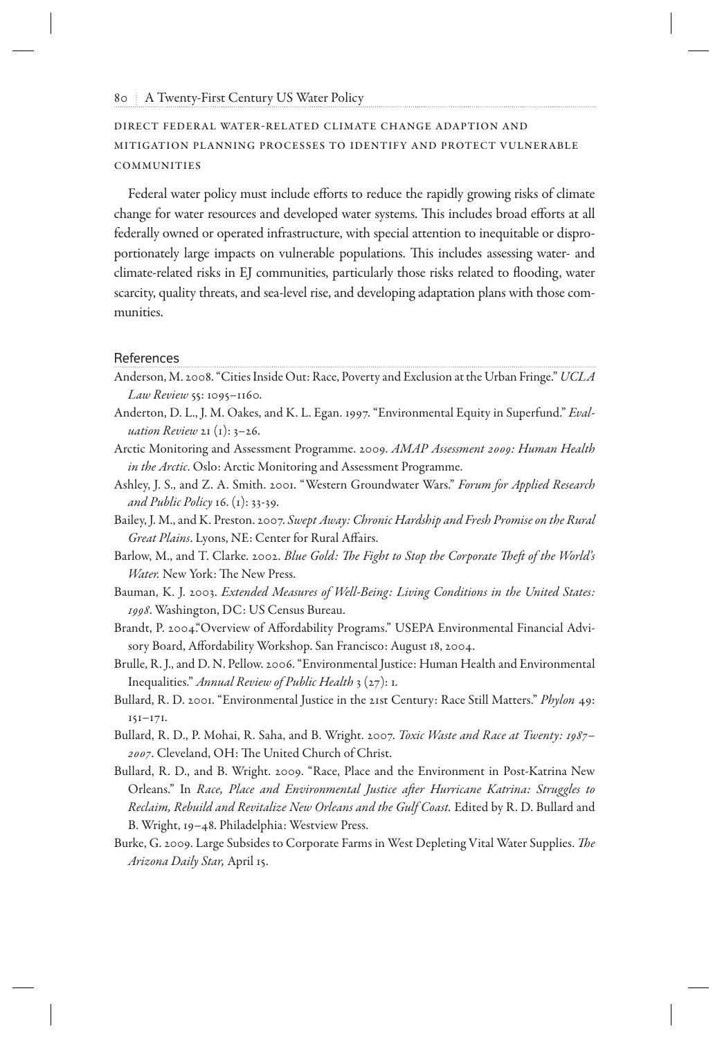### DIRECT FEDERAL WATER-RELATED CLIMATE CHANGE ADAPTION AND MITIGATION PLANNING PROCESSES TO IDENTIFY AND PROTECT VULNERABLE COMMUNITIES

Federal water policy must include efforts to reduce the rapidly growing risks of climate change for water resources and developed water systems. This includes broad efforts at all federally owned or operated infrastructure, with special attention to inequitable or disproportionately large impacts on vulnerable populations. This includes assessing water- and climate-related risks in EJ communities, particularly those risks related to flooding, water scarcity, quality threats, and sea-level rise, and developing adaptation plans with those communities.

## References

Anderson, M. 2008. "Cities Inside Out: Race, Poverty and Exclusion at the Urban Fringe." *UCLA Law Review* 55: 1095–1160.

Anderton, D. L., J. M. Oakes, and K. L. Egan. 1997. "Environmental Equity in Superfund." *Evaluation Review* 21 (1): 3–26.

Arctic Monitoring and Assessment Programme. 2009. *AMAP Assessment 2009: Human Health in the Arctic*. Oslo: Arctic Monitoring and Assessment Programme.

Ashley, J. S., and Z. A. Smith. 2001. "Western Groundwater Wars." *Forum for Applied Research and Public Policy* 16. (1): 33-39.

Bailey, J. M., and K. Preston. 2007. *Swept Away: Chronic Hardship and Fresh Promise on the Rural Great Plains*. Lyons, NE: Center for Rural Affairs.

Barlow, M., and T. Clarke. 2002. *Blue Gold: The Fight to Stop the Corporate Theft of the World's Water.* New York: The New Press.

Bauman, K. J. 2003. *Extended Measures of Well-Being: Living Conditions in the United States: 1998*. Washington, DC: US Census Bureau.

Brandt, P. 2004."Overview of Affordability Programs." USEPA Environmental Financial Advisory Board, Affordability Workshop. San Francisco: August 18, 2004.

Brulle, R. J., and D. N. Pellow. 2006. "Environmental Justice: Human Health and Environmental Inequalities." *Annual Review of Public Health* 3 (27): 1.

Bullard, R. D. 2001. "Environmental Justice in the 21st Century: Race Still Matters." *Phylon* 49: 151–171.

Bullard, R. D., P. Mohai, R. Saha, and B. Wright. 2007. *Toxic Waste and Race at Twenty: 1987–2007*. Cleveland, OH: The United Church of Christ.

Bullard, R. D., and B. Wright. 2009. "Race, Place and the Environment in Post-Katrina New Orleans." In *Race, Place and Environmental Justice after Hurricane Katrina: Struggles to Reclaim, Rebuild and Revitalize New Orleans and the Gulf Coast.* Edited by R. D. Bullard and B. Wright, 19–48. Philadelphia: Westview Press.

Burke, G. 2009. Large Subsides to Corporate Farms in West Depleting Vital Water Supplies. *The Arizona Daily Star,* April 15.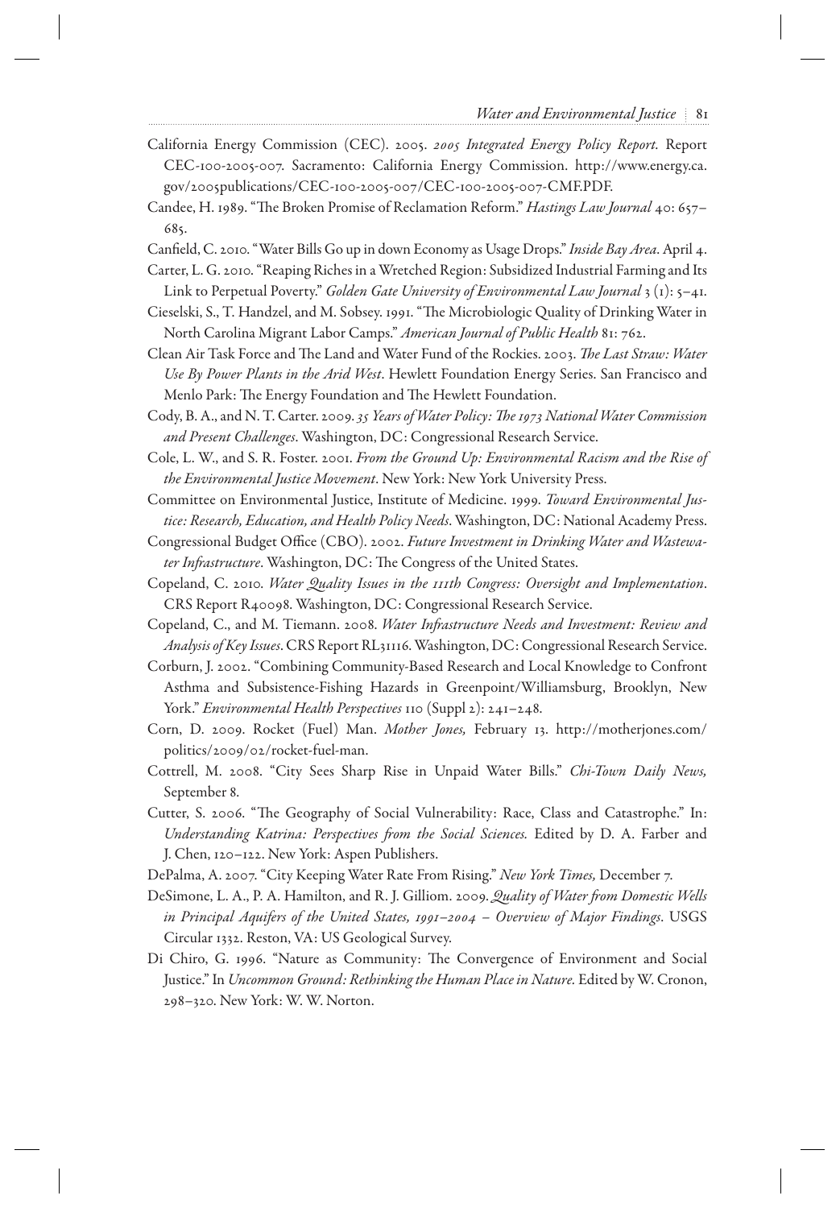California Energy Commission (CEC). 2005. *2005 Integrated Energy Policy Report.* Report CEC-100-2005-007. Sacramento: California Energy Commission. http://www.energy.ca.gov/2005publications/CEC-100-2005-007/CEC-100-2005-007-CMF.PDF.

Candee, H. 1989. "The Broken Promise of Reclamation Reform." *Hastings Law Journal* 40: 657–685.

Canfield, C. 2010. "Water Bills Go up in down Economy as Usage Drops." *Inside Bay Area*. April 4.

Carter, L. G. 2010. "Reaping Riches in a Wretched Region: Subsidized Industrial Farming and Its Link to Perpetual Poverty." *Golden Gate University of Environmental Law Journal* 3 (1): 5–41.

Cieselski, S., T. Handzel, and M. Sobsey. 1991. "The Microbiologic Quality of Drinking Water in North Carolina Migrant Labor Camps." *American Journal of Public Health* 81: 762.

Clean Air Task Force and The Land and Water Fund of the Rockies. 2003. *The Last Straw: Water Use By Power Plants in the Arid West*. Hewlett Foundation Energy Series. San Francisco and Menlo Park: The Energy Foundation and The Hewlett Foundation.

Cody, B. A., and N. T. Carter. 2009. *35 Years of Water Policy: The 1973 National Water Commission and Present Challenges*. Washington, DC: Congressional Research Service.

Cole, L. W., and S. R. Foster. 2001. *From the Ground Up: Environmental Racism and the Rise of the Environmental Justice Movement*. New York: New York University Press.

Committee on Environmental Justice, Institute of Medicine. 1999. *Toward Environmental Justice: Research, Education, and Health Policy Needs*. Washington, DC: National Academy Press.

Congressional Budget Office (CBO). 2002. *Future Investment in Drinking Water and Wastewater Infrastructure*. Washington, DC: The Congress of the United States.

Copeland, C. 2010. *Water Quality Issues in the 111th Congress: Oversight and Implementation*. CRS Report R40098. Washington, DC: Congressional Research Service.

Copeland, C., and M. Tiemann. 2008. *Water Infrastructure Needs and Investment: Review and Analysis of Key Issues*. CRS Report RL31116. Washington, DC: Congressional Research Service.

Corburn, J. 2002. "Combining Community-Based Research and Local Knowledge to Confront Asthma and Subsistence-Fishing Hazards in Greenpoint/Williamsburg, Brooklyn, New York." *Environmental Health Perspectives* 110 (Suppl 2): 241–248.

Corn, D. 2009. Rocket (Fuel) Man. *Mother Jones,* February 13. http://motherjones.com/politics/2009/02/rocket-fuel-man.

Cottrell, M. 2008. "City Sees Sharp Rise in Unpaid Water Bills." *Chi-Town Daily News,* September 8.

Cutter, S. 2006. "The Geography of Social Vulnerability: Race, Class and Catastrophe." In: *Understanding Katrina: Perspectives from the Social Sciences.* Edited by D. A. Farber and J. Chen, 120–122. New York: Aspen Publishers.

DePalma, A. 2007. "City Keeping Water Rate From Rising." *New York Times,* December 7.

DeSimone, L. A., P. A. Hamilton, and R. J. Gilliom. 2009. *Quality of Water from Domestic Wells in Principal Aquifers of the United States, 1991–2004 – Overview of Major Findings*. USGS Circular 1332. Reston, VA: US Geological Survey.

Di Chiro, G. 1996. "Nature as Community: The Convergence of Environment and Social Justice." In *Uncommon Ground: Rethinking the Human Place in Nature.* Edited by W. Cronon, 298–320. New York: W. W. Norton.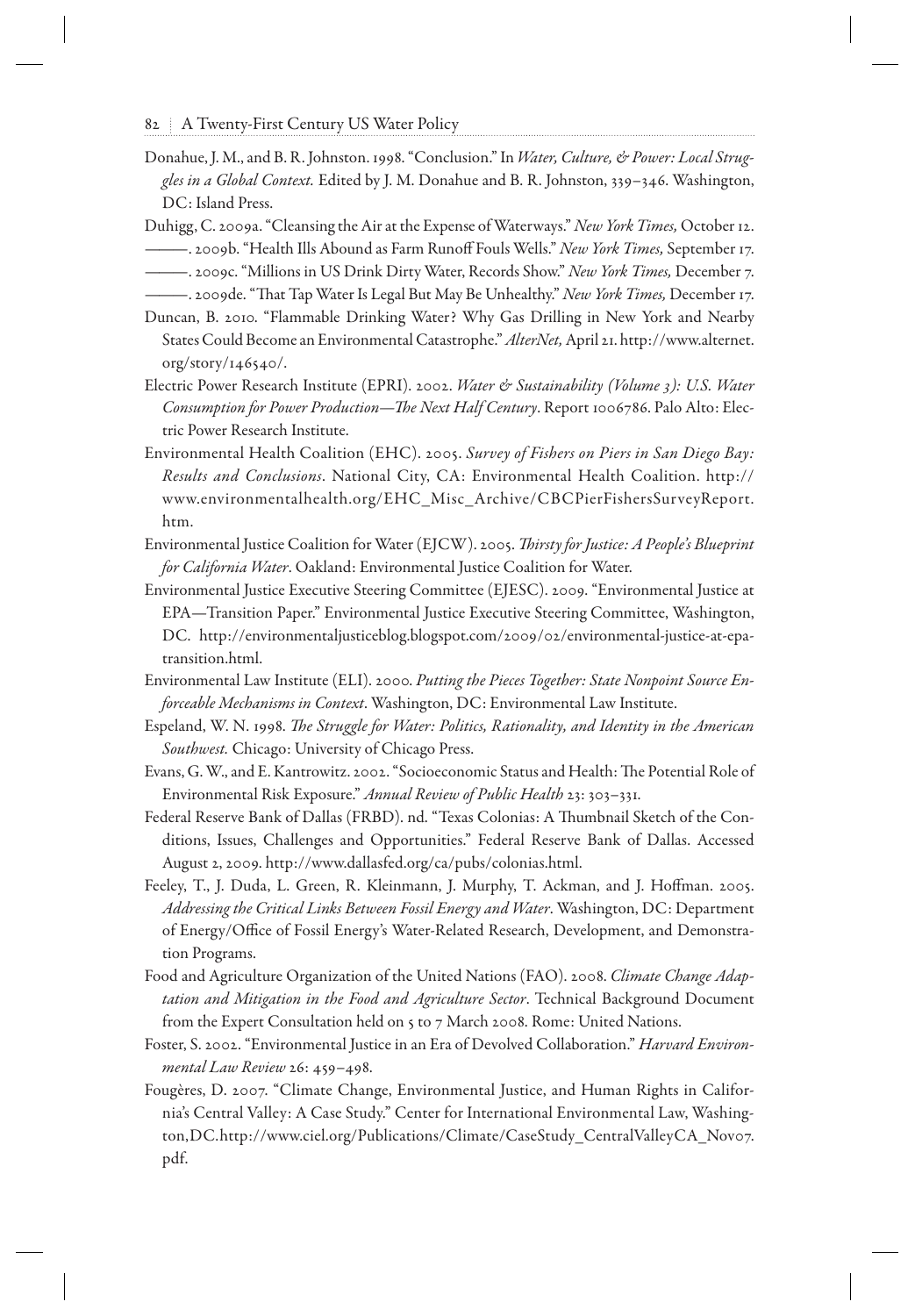Donahue, J. M., and B. R. Johnston. 1998. "Conclusion." In *Water, Culture, & Power: Local Struggles in a Global Context.* Edited by J. M. Donahue and B. R. Johnston, 339–346. Washington, DC: Island Press.

Duhigg, C. 2009a. "Cleansing the Air at the Expense of Waterways." *New York Times,* October 12.

———. 2009b. "Health Ills Abound as Farm Runoff Fouls Wells." *New York Times,* September 17.

———. 2009c. "Millions in US Drink Dirty Water, Records Show." *New York Times,* December 7.

———. 2009de. "That Tap Water Is Legal But May Be Unhealthy." *New York Times,* December 17.

Duncan, B. 2010. "Flammable Drinking Water? Why Gas Drilling in New York and Nearby States Could Become an Environmental Catastrophe." *AlterNet,* April 21. http://www.alternet.org/story/146540/.

Electric Power Research Institute (EPRI). 2002. *Water & Sustainability (Volume 3): U.S. Water Consumption for Power Production—The Next Half Century*. Report 1006786. Palo Alto: Electric Power Research Institute.

Environmental Health Coalition (EHC). 2005. *Survey of Fishers on Piers in San Diego Bay: Results and Conclusions*. National City, CA: Environmental Health Coalition. http://www.environmentalhealth.org/EHC_Misc_Archive/CBCPierFishersSurveyReport.htm.

Environmental Justice Coalition for Water (EJCW). 2005. *Thirsty for Justice: A People's Blueprint for California Water*. Oakland: Environmental Justice Coalition for Water.

Environmental Justice Executive Steering Committee (EJESC). 2009. "Environmental Justice at EPA—Transition Paper." Environmental Justice Executive Steering Committee, Washington, DC. http://environmentaljusticeblog.blogspot.com/2009/02/environmental-justice-at-epa-transition.html.

Environmental Law Institute (ELI). 2000. *Putting the Pieces Together: State Nonpoint Source Enforceable Mechanisms in Context*. Washington, DC: Environmental Law Institute.

Espeland, W. N. 1998. *The Struggle for Water: Politics, Rationality, and Identity in the American Southwest.* Chicago: University of Chicago Press.

Evans, G. W., and E. Kantrowitz. 2002. "Socioeconomic Status and Health: The Potential Role of Environmental Risk Exposure." *Annual Review of Public Health* 23: 303–331.

Federal Reserve Bank of Dallas (FRBD). nd. "Texas Colonias: A Thumbnail Sketch of the Conditions, Issues, Challenges and Opportunities." Federal Reserve Bank of Dallas. Accessed August 2, 2009. http://www.dallasfed.org/ca/pubs/colonias.html.

Feeley, T., J. Duda, L. Green, R. Kleinmann, J. Murphy, T. Ackman, and J. Hoffman. 2005. *Addressing the Critical Links Between Fossil Energy and Water*. Washington, DC: Department of Energy/Office of Fossil Energy's Water-Related Research, Development, and Demonstration Programs.

Food and Agriculture Organization of the United Nations (FAO). 2008. *Climate Change Adaptation and Mitigation in the Food and Agriculture Sector*. Technical Background Document from the Expert Consultation held on 5 to 7 March 2008. Rome: United Nations.

Foster, S. 2002. "Environmental Justice in an Era of Devolved Collaboration." *Harvard Environmental Law Review* 26: 459–498.

Fougères, D. 2007. "Climate Change, Environmental Justice, and Human Rights in California's Central Valley: A Case Study." Center for International Environmental Law, Washington, DC. http://www.ciel.org/Publications/Climate/CaseStudy_CentralValleyCA_Nov07.pdf.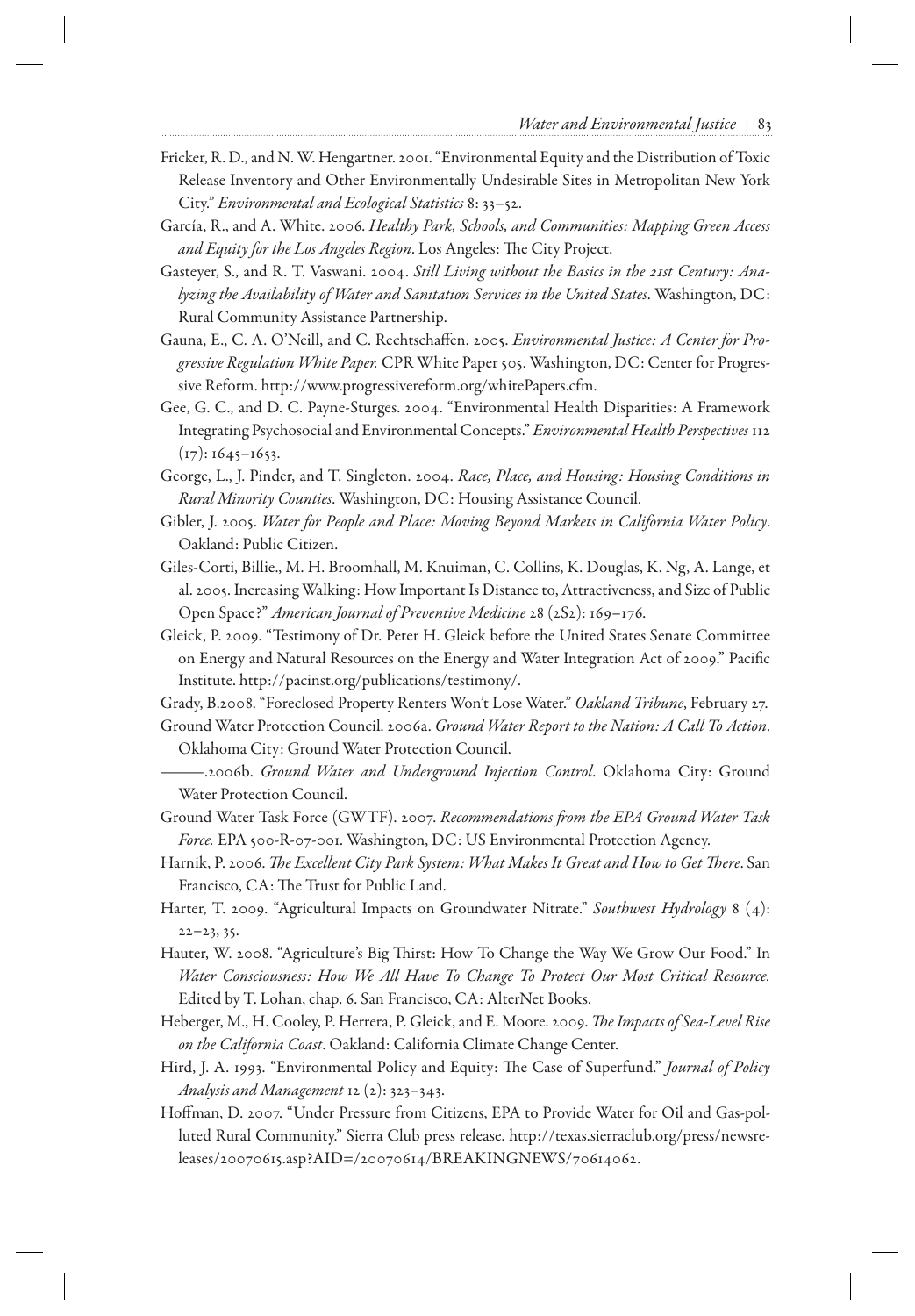Fricker, R. D., and N. W. Hengartner. 2001. "Environmental Equity and the Distribution of Toxic Release Inventory and Other Environmentally Undesirable Sites in Metropolitan New York City." *Environmental and Ecological Statistics* 8: 33–52.

García, R., and A. White. 2006. *Healthy Park, Schools, and Communities: Mapping Green Access and Equity for the Los Angeles Region*. Los Angeles: The City Project.

Gasteyer, S., and R. T. Vaswani. 2004. *Still Living without the Basics in the 21st Century: Analyzing the Availability of Water and Sanitation Services in the United States*. Washington, DC: Rural Community Assistance Partnership.

Gauna, E., C. A. O'Neill, and C. Rechtschaffen. 2005. *Environmental Justice: A Center for Progressive Regulation White Paper.* CPR White Paper 505. Washington, DC: Center for Progressive Reform. http://www.progressivereform.org/whitePapers.cfm.

Gee, G. C., and D. C. Payne-Sturges. 2004. "Environmental Health Disparities: A Framework Integrating Psychosocial and Environmental Concepts." *Environmental Health Perspectives* 112 (17): 1645–1653.

George, L., J. Pinder, and T. Singleton. 2004. *Race, Place, and Housing: Housing Conditions in Rural Minority Counties*. Washington, DC: Housing Assistance Council.

Gibler, J. 2005. *Water for People and Place: Moving Beyond Markets in California Water Policy*. Oakland: Public Citizen.

Giles-Corti, Billie., M. H. Broomhall, M. Knuiman, C. Collins, K. Douglas, K. Ng, A. Lange, et al. 2005. Increasing Walking: How Important Is Distance to, Attractiveness, and Size of Public Open Space?" *American Journal of Preventive Medicine* 28 (2S2): 169–176.

Gleick, P. 2009. "Testimony of Dr. Peter H. Gleick before the United States Senate Committee on Energy and Natural Resources on the Energy and Water Integration Act of 2009." Pacific Institute. http://pacinst.org/publications/testimony/.

Grady, B.2008. "Foreclosed Property Renters Won't Lose Water." *Oakland Tribune*, February 27.

Ground Water Protection Council. 2006a. *Ground Water Report to the Nation: A Call To Action*. Oklahoma City: Ground Water Protection Council.

———.2006b. *Ground Water and Underground Injection Control*. Oklahoma City: Ground Water Protection Council.

Ground Water Task Force (GWTF). 2007. *Recommendations from the EPA Ground Water Task Force.* EPA 500-R-07-001. Washington, DC: US Environmental Protection Agency.

Harnik, P. 2006. *The Excellent City Park System: What Makes It Great and How to Get There*. San Francisco, CA: The Trust for Public Land.

Harter, T. 2009. "Agricultural Impacts on Groundwater Nitrate." *Southwest Hydrology* 8 (4): 22–23, 35.

Hauter, W. 2008. "Agriculture's Big Thirst: How To Change the Way We Grow Our Food." In *Water Consciousness: How We All Have To Change To Protect Our Most Critical Resource.* Edited by T. Lohan, chap. 6. San Francisco, CA: AlterNet Books.

Heberger, M., H. Cooley, P. Herrera, P. Gleick, and E. Moore. 2009. *The Impacts of Sea-Level Rise on the California Coast*. Oakland: California Climate Change Center.

Hird, J. A. 1993. "Environmental Policy and Equity: The Case of Superfund." *Journal of Policy Analysis and Management* 12 (2): 323–343.

Hoffman, D. 2007. "Under Pressure from Citizens, EPA to Provide Water for Oil and Gas-polluted Rural Community." Sierra Club press release. http://texas.sierraclub.org/press/newsreleases/20070615.asp?AID=/20070614/BREAKINGNEWS/70614062.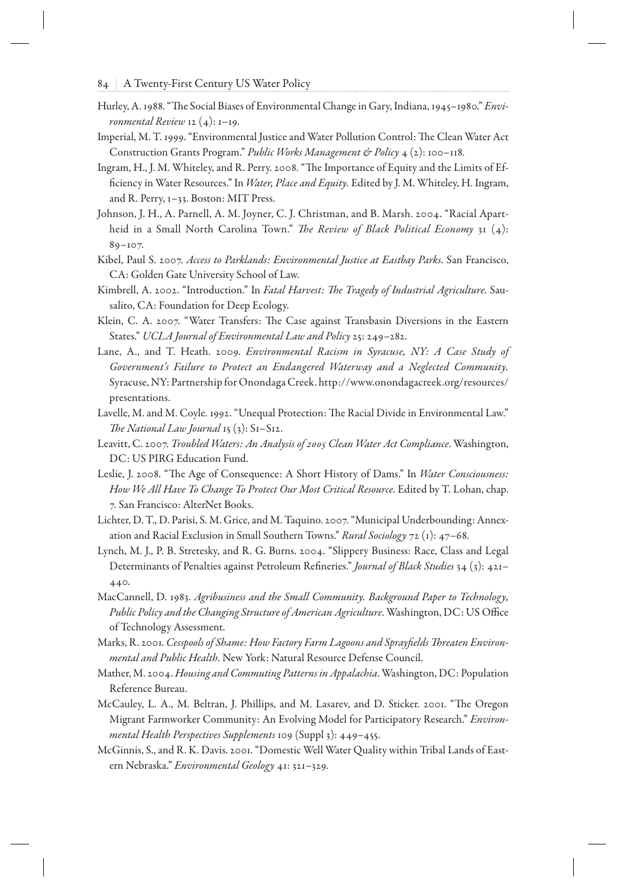Hurley, A. 1988. "The Social Biases of Environmental Change in Gary, Indiana, 1945–1980." *Environmental Review* 12 (4): 1–19.

Imperial, M. T. 1999. "Environmental Justice and Water Pollution Control: The Clean Water Act Construction Grants Program." *Public Works Management & Policy* 4 (2): 100–118.

Ingram, H., J. M. Whiteley, and R. Perry. 2008. "The Importance of Equity and the Limits of Efficiency in Water Resources." In *Water, Place and Equity*. Edited by J. M. Whiteley, H. Ingram, and R. Perry, 1–33. Boston: MIT Press.

Johnson, J. H., A. Parnell, A. M. Joyner, C. J. Christman, and B. Marsh. 2004. "Racial Apartheid in a Small North Carolina Town." *The Review of Black Political Economy* 31 (4): 89–107.

Kibel, Paul S. 2007. *Access to Parklands: Environmental Justice at Eastbay Parks*. San Francisco, CA: Golden Gate University School of Law.

Kimbrell, A. 2002. "Introduction." In *Fatal Harvest: The Tragedy of Industrial Agriculture*. Sausalito, CA: Foundation for Deep Ecology.

Klein, C. A. 2007. "Water Transfers: The Case against Transbasin Diversions in the Eastern States." *UCLA Journal of Environmental Law and Policy* 25: 249–282.

Lane, A., and T. Heath. 2009. *Environmental Racism in Syracuse, NY: A Case Study of Government's Failure to Protect an Endangered Waterway and a Neglected Community*. Syracuse, NY: Partnership for Onondaga Creek. http://www.onondagacreek.org/resources/presentations.

Lavelle, M. and M. Coyle. 1992. "Unequal Protection: The Racial Divide in Environmental Law." *The National Law Journal* 15 (3): S1–S12.

Leavitt, C. 2007. *Troubled Waters: An Analysis of 2005 Clean Water Act Compliance*. Washington, DC: US PIRG Education Fund.

Leslie, J. 2008. "The Age of Consequence: A Short History of Dams." In *Water Consciousness: How We All Have To Change To Protect Our Most Critical Resource*. Edited by T. Lohan, chap. 7. San Francisco: AlterNet Books.

Lichter, D. T., D. Parisi, S. M. Grice, and M. Taquino. 2007. "Municipal Underbounding: Annexation and Racial Exclusion in Small Southern Towns." *Rural Sociology* 72 (1): 47–68.

Lynch, M. J., P. B. Stretesky, and R. G. Burns. 2004. "Slippery Business: Race, Class and Legal Determinants of Penalties against Petroleum Refineries." *Journal of Black Studies* 34 (3): 421–440.

MacCannell, D. 1983. *Agribusiness and the Small Community. Background Paper to Technology, Public Policy and the Changing Structure of American Agriculture*. Washington, DC: US Office of Technology Assessment.

Marks, R. 2001. *Cesspools of Shame: How Factory Farm Lagoons and Sprayfields Threaten Environmental and Public Health*. New York: Natural Resource Defense Council.

Mather, M. 2004. *Housing and Commuting Patterns in Appalachia*. Washington, DC: Population Reference Bureau.

McCauley, L. A., M. Beltran, J. Phillips, and M. Lasarev, and D. Sticker. 2001. "The Oregon Migrant Farmworker Community: An Evolving Model for Participatory Research." *Environmental Health Perspectives Supplements* 109 (Suppl 3): 449–455.

McGinnis, S., and R. K. Davis. 2001. "Domestic Well Water Quality within Tribal Lands of Eastern Nebraska." *Environmental Geology* 41: 321–329.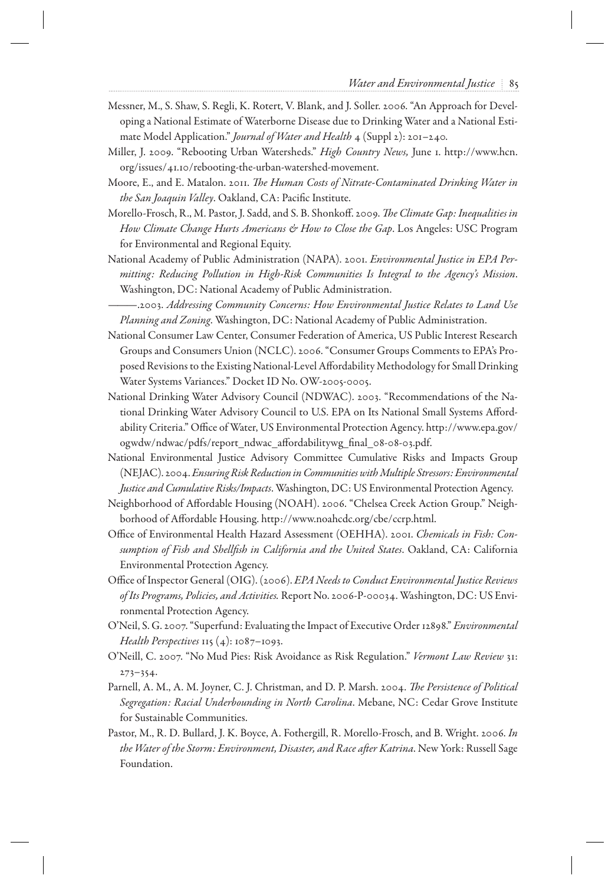Messner, M., S. Shaw, S. Regli, K. Rotert, V. Blank, and J. Soller. 2006. "An Approach for Developing a National Estimate of Waterborne Disease due to Drinking Water and a National Estimate Model Application." *Journal of Water and Health* 4 (Suppl 2): 201–240.

Miller, J. 2009. "Rebooting Urban Watersheds." *High Country News,* June 1. http://www.hcn.org/issues/41.10/rebooting-the-urban-watershed-movement.

Moore, E., and E. Matalon. 2011. *The Human Costs of Nitrate-Contaminated Drinking Water in the San Joaquin Valley*. Oakland, CA: Pacific Institute.

Morello-Frosch, R., M. Pastor, J. Sadd, and S. B. Shonkoff. 2009. *The Climate Gap: Inequalities in How Climate Change Hurts Americans & How to Close the Gap*. Los Angeles: USC Program for Environmental and Regional Equity.

National Academy of Public Administration (NAPA). 2001. *Environmental Justice in EPA Permitting: Reducing Pollution in High-Risk Communities Is Integral to the Agency's Mission*. Washington, DC: National Academy of Public Administration.

———.2003. *Addressing Community Concerns: How Environmental Justice Relates to Land Use Planning and Zoning*. Washington, DC: National Academy of Public Administration.

National Consumer Law Center, Consumer Federation of America, US Public Interest Research Groups and Consumers Union (NCLC). 2006. "Consumer Groups Comments to EPA's Proposed Revisions to the Existing National-Level Affordability Methodology for Small Drinking Water Systems Variances." Docket ID No. OW-2005-0005.

National Drinking Water Advisory Council (NDWAC). 2003. "Recommendations of the National Drinking Water Advisory Council to U.S. EPA on Its National Small Systems Affordability Criteria." Office of Water, US Environmental Protection Agency. http://www.epa.gov/ogwdw/ndwac/pdfs/report_ndwac_affordabilitywg_final_08-08-03.pdf.

National Environmental Justice Advisory Committee Cumulative Risks and Impacts Group (NEJAC). 2004. *Ensuring Risk Reduction in Communities with Multiple Stressors: Environmental Justice and Cumulative Risks/Impacts*. Washington, DC: US Environmental Protection Agency.

Neighborhood of Affordable Housing (NOAH). 2006. "Chelsea Creek Action Group." Neighborhood of Affordable Housing. http://www.noahcdc.org/cbe/ccrp.html.

Office of Environmental Health Hazard Assessment (OEHHA). 2001. *Chemicals in Fish: Consumption of Fish and Shellfish in California and the United States*. Oakland, CA: California Environmental Protection Agency.

Office of Inspector General (OIG). (2006). *EPA Needs to Conduct Environmental Justice Reviews of Its Programs, Policies, and Activities.* Report No. 2006-P-00034. Washington, DC: US Environmental Protection Agency.

O'Neil, S. G. 2007. "Superfund: Evaluating the Impact of Executive Order 12898." *Environmental Health Perspectives* 115 (4): 1087–1093.

O'Neill, C. 2007. "No Mud Pies: Risk Avoidance as Risk Regulation." *Vermont Law Review* 31: 273–354.

Parnell, A. M., A. M. Joyner, C. J. Christman, and D. P. Marsh. 2004. *The Persistence of Political Segregation: Racial Underbounding in North Carolina*. Mebane, NC: Cedar Grove Institute for Sustainable Communities.

Pastor, M., R. D. Bullard, J. K. Boyce, A. Fothergill, R. Morello-Frosch, and B. Wright. 2006. *In the Water of the Storm: Environment, Disaster, and Race after Katrina*. New York: Russell Sage Foundation.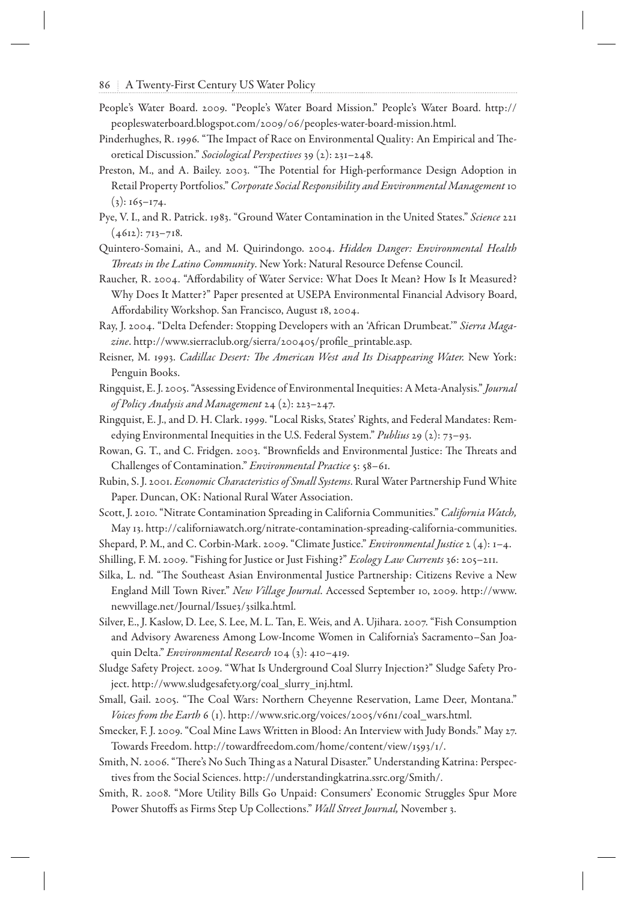People's Water Board. 2009. "People's Water Board Mission." People's Water Board. http://peopleswaterboard.blogspot.com/2009/06/peoples-water-board-mission.html.

Pinderhughes, R. 1996. "The Impact of Race on Environmental Quality: An Empirical and Theoretical Discussion." *Sociological Perspectives* 39 (2): 231–248.

Preston, M., and A. Bailey. 2003. "The Potential for High-performance Design Adoption in Retail Property Portfolios." *Corporate Social Responsibility and Environmental Management* 10 (3): 165–174.

Pye, V. I., and R. Patrick. 1983. "Ground Water Contamination in the United States." *Science* 221 (4612): 713–718.

Quintero-Somaini, A., and M. Quirindongo. 2004. *Hidden Danger: Environmental Health Threats in the Latino Community*. New York: Natural Resource Defense Council.

Raucher, R. 2004. "Affordability of Water Service: What Does It Mean? How Is It Measured? Why Does It Matter?" Paper presented at USEPA Environmental Financial Advisory Board, Affordability Workshop. San Francisco, August 18, 2004.

Ray, J. 2004. "Delta Defender: Stopping Developers with an 'African Drumbeat.'" *Sierra Magazine*. http://www.sierraclub.org/sierra/200405/profile_printable.asp.

Reisner, M. 1993. *Cadillac Desert: The American West and Its Disappearing Water.* New York: Penguin Books.

Ringquist, E. J. 2005. "Assessing Evidence of Environmental Inequities: A Meta-Analysis." *Journal of Policy Analysis and Management* 24 (2): 223–247.

Ringquist, E. J., and D. H. Clark. 1999. "Local Risks, States' Rights, and Federal Mandates: Remedying Environmental Inequities in the U.S. Federal System." *Publius* 29 (2): 73–93.

Rowan, G. T., and C. Fridgen. 2003. "Brownfields and Environmental Justice: The Threats and Challenges of Contamination." *Environmental Practice* 5: 58–61.

Rubin, S. J. 2001. *Economic Characteristics of Small Systems*. Rural Water Partnership Fund White Paper. Duncan, OK: National Rural Water Association.

Scott, J. 2010. "Nitrate Contamination Spreading in California Communities." *California Watch,* May 13. http://californiawatch.org/nitrate-contamination-spreading-california-communities.

Shepard, P. M., and C. Corbin-Mark. 2009. "Climate Justice." *Environmental Justice* 2 (4): 1–4.

Shilling, F. M. 2009. "Fishing for Justice or Just Fishing?" *Ecology Law Currents* 36: 205–211.

Silka, L. nd. "The Southeast Asian Environmental Justice Partnership: Citizens Revive a New England Mill Town River." *New Village Journal*. Accessed September 10, 2009. http://www.newvillage.net/Journal/Issue3/3silka.html.

Silver, E., J. Kaslow, D. Lee, S. Lee, M. L. Tan, E. Weis, and A. Ujihara. 2007. "Fish Consumption and Advisory Awareness Among Low-Income Women in California's Sacramento–San Joaquin Delta." *Environmental Research* 104 (3): 410–419.

Sludge Safety Project. 2009. "What Is Underground Coal Slurry Injection?" Sludge Safety Project. http://www.sludgesafety.org/coal_slurry_inj.html.

Small, Gail. 2005. "The Coal Wars: Northern Cheyenne Reservation, Lame Deer, Montana." *Voices from the Earth* 6 (1). http://www.sric.org/voices/2005/v6n1/coal_wars.html.

Smecker, F. J. 2009. "Coal Mine Laws Written in Blood: An Interview with Judy Bonds." May 27. Towards Freedom. http://towardfreedom.com/home/content/view/1593/1/.

Smith, N. 2006. "There's No Such Thing as a Natural Disaster." Understanding Katrina: Perspectives from the Social Sciences. http://understandingkatrina.ssrc.org/Smith/.

Smith, R. 2008. "More Utility Bills Go Unpaid: Consumers' Economic Struggles Spur More Power Shutoffs as Firms Step Up Collections." *Wall Street Journal,* November 3.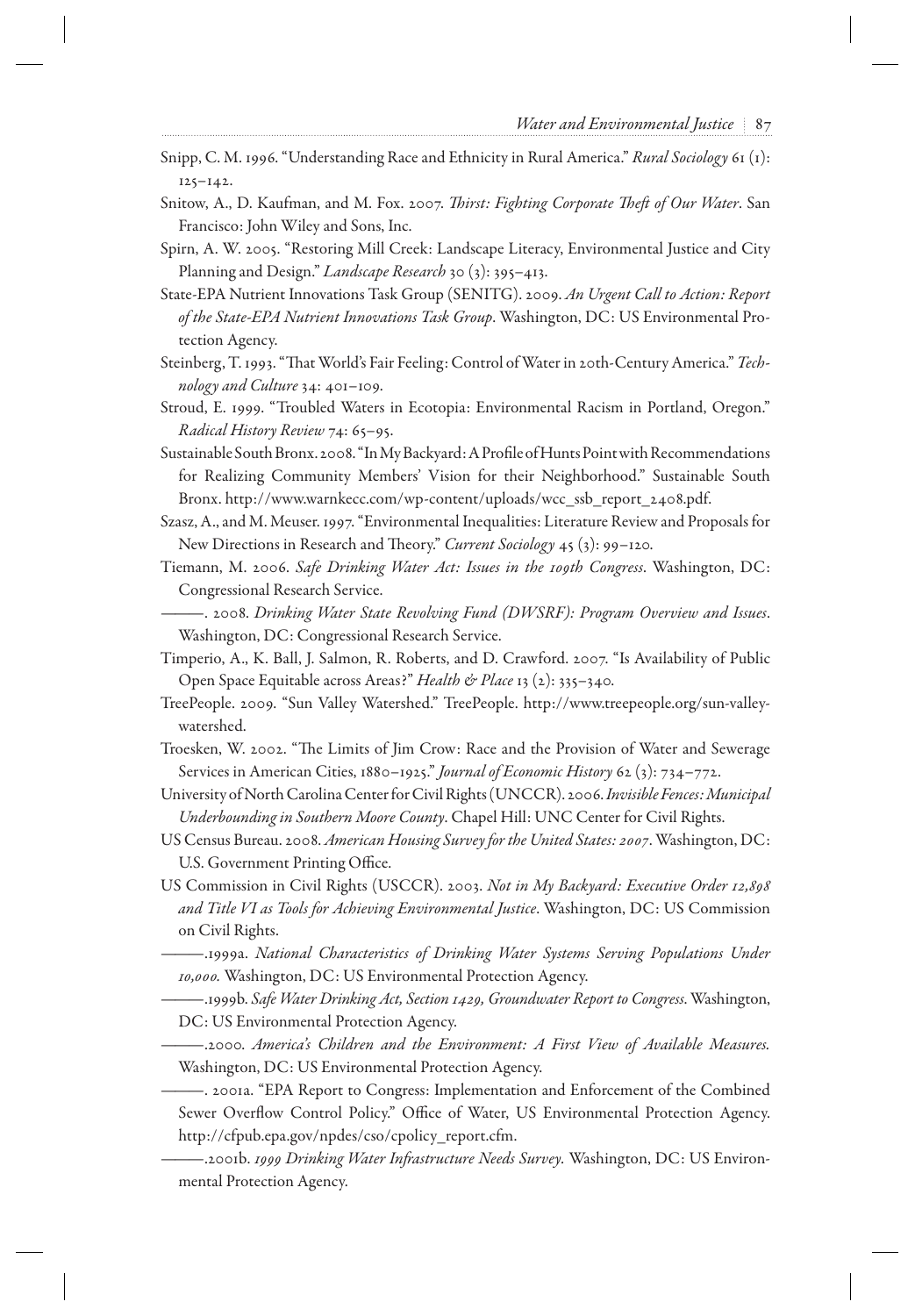Snipp, C. M. 1996. "Understanding Race and Ethnicity in Rural America." *Rural Sociology* 61 (1): 125–142.

Snitow, A., D. Kaufman, and M. Fox. 2007. *Thirst: Fighting Corporate Theft of Our Water*. San Francisco: John Wiley and Sons, Inc.

Spirn, A. W. 2005. "Restoring Mill Creek: Landscape Literacy, Environmental Justice and City Planning and Design." *Landscape Research* 30 (3): 395–413.

State-EPA Nutrient Innovations Task Group (SENITG). 2009. *An Urgent Call to Action: Report of the State-EPA Nutrient Innovations Task Group*. Washington, DC: US Environmental Protection Agency.

Steinberg, T. 1993. "That World's Fair Feeling: Control of Water in 20th-Century America." *Technology and Culture* 34: 401–109.

Stroud, E. 1999. "Troubled Waters in Ecotopia: Environmental Racism in Portland, Oregon." *Radical History Review* 74: 65–95.

Sustainable South Bronx. 2008. "In My Backyard: A Profile of Hunts Point with Recommendations for Realizing Community Members' Vision for their Neighborhood." Sustainable South Bronx. http://www.warnkecc.com/wp-content/uploads/wcc_ssb_report_2408.pdf.

Szasz, A., and M. Meuser. 1997. "Environmental Inequalities: Literature Review and Proposals for New Directions in Research and Theory." *Current Sociology* 45 (3): 99–120.

Tiemann, M. 2006. *Safe Drinking Water Act: Issues in the 109th Congress*. Washington, DC: Congressional Research Service.

———. 2008. *Drinking Water State Revolving Fund (DWSRF): Program Overview and Issues*. Washington, DC: Congressional Research Service.

Timperio, A., K. Ball, J. Salmon, R. Roberts, and D. Crawford. 2007. "Is Availability of Public Open Space Equitable across Areas?" *Health & Place* 13 (2): 335–340.

TreePeople. 2009. "Sun Valley Watershed." TreePeople. http://www.treepeople.org/sun-valley-watershed.

Troesken, W. 2002. "The Limits of Jim Crow: Race and the Provision of Water and Sewerage Services in American Cities, 1880–1925." *Journal of Economic History* 62 (3): 734–772.

University of North Carolina Center for Civil Rights (UNCCR). 2006. *Invisible Fences: Municipal Underbounding in Southern Moore County*. Chapel Hill: UNC Center for Civil Rights.

US Census Bureau. 2008. *American Housing Survey for the United States: 2007*. Washington, DC: U.S. Government Printing Office.

US Commission in Civil Rights (USCCR). 2003. *Not in My Backyard: Executive Order 12,898 and Title VI as Tools for Achieving Environmental Justice*. Washington, DC: US Commission on Civil Rights.

———.1999a. *National Characteristics of Drinking Water Systems Serving Populations Under 10,000.* Washington, DC: US Environmental Protection Agency.

———.1999b. *Safe Water Drinking Act, Section 1429, Groundwater Report to Congress.* Washington, DC: US Environmental Protection Agency.

———.2000. *America's Children and the Environment: A First View of Available Measures.* Washington, DC: US Environmental Protection Agency.

———. 2001a. "EPA Report to Congress: Implementation and Enforcement of the Combined Sewer Overflow Control Policy." Office of Water, US Environmental Protection Agency. http://cfpub.epa.gov/npdes/cso/cpolicy_report.cfm.

———.2001b. *1999 Drinking Water Infrastructure Needs Survey.* Washington, DC: US Environmental Protection Agency.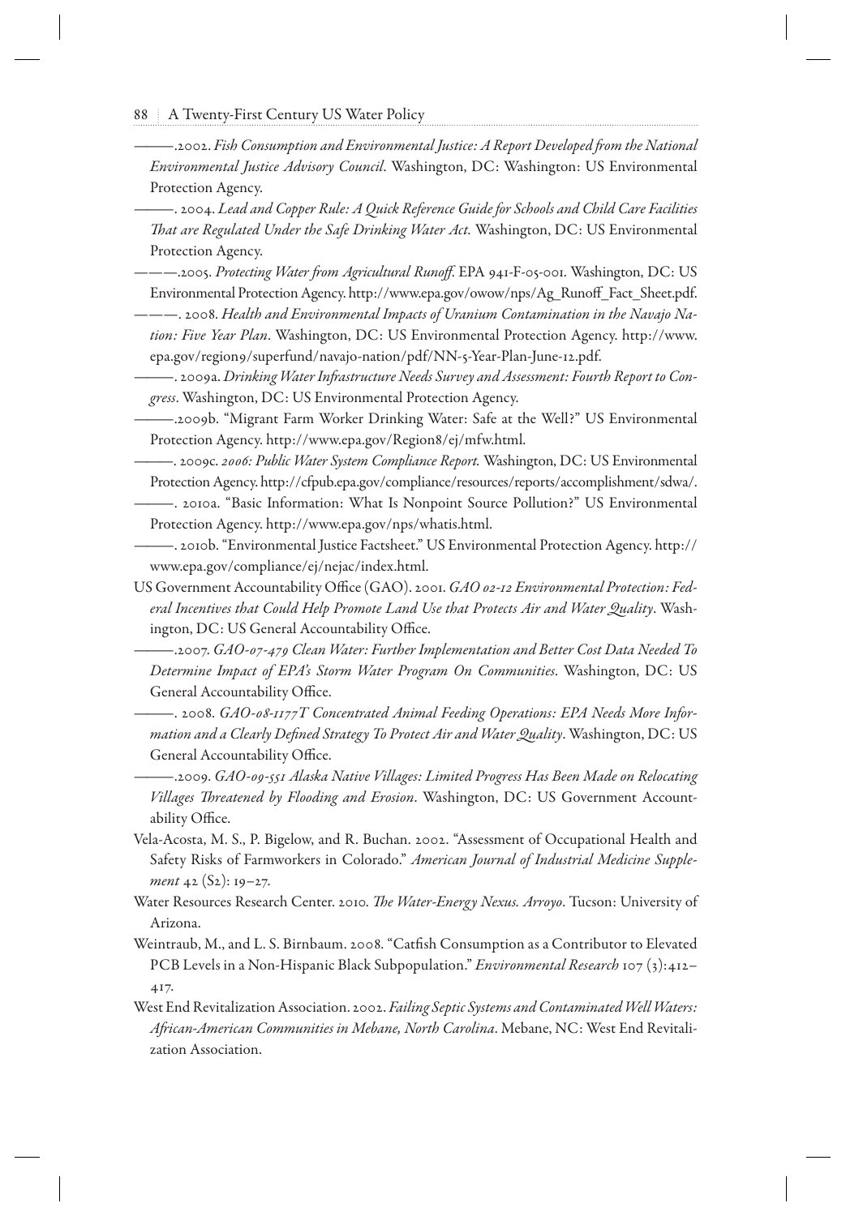———.2002. *Fish Consumption and Environmental Justice: A Report Developed from the National Environmental Justice Advisory Council*. Washington, DC: Washington: US Environmental Protection Agency.

———. 2004. *Lead and Copper Rule: A Quick Reference Guide for Schools and Child Care Facilities That are Regulated Under the Safe Drinking Water Act.* Washington, DC: US Environmental Protection Agency.

———.2005. *Protecting Water from Agricultural Runoff*. EPA 941-F-05-001. Washington, DC: US Environmental Protection Agency. http://www.epa.gov/owow/nps/Ag_Runoff_Fact_Sheet.pdf.

———. 2008. *Health and Environmental Impacts of Uranium Contamination in the Navajo Nation: Five Year Plan*. Washington, DC: US Environmental Protection Agency. http://www.epa.gov/region9/superfund/navajo-nation/pdf/NN-5-Year-Plan-June-12.pdf.

———. 2009a. *Drinking Water Infrastructure Needs Survey and Assessment: Fourth Report to Congress*. Washington, DC: US Environmental Protection Agency.

———.2009b. "Migrant Farm Worker Drinking Water: Safe at the Well?" US Environmental Protection Agency. http://www.epa.gov/Region8/ej/mfw.html.

———. 2009c. *2006: Public Water System Compliance Report.* Washington, DC: US Environmental Protection Agency. http://cfpub.epa.gov/compliance/resources/reports/accomplishment/sdwa/.

———. 2010a. "Basic Information: What Is Nonpoint Source Pollution?" US Environmental Protection Agency. http://www.epa.gov/nps/whatis.html.

———. 2010b. "Environmental Justice Factsheet." US Environmental Protection Agency. http://www.epa.gov/compliance/ej/nejac/index.html.

US Government Accountability Office (GAO). 2001. *GAO 02-12 Environmental Protection: Federal Incentives that Could Help Promote Land Use that Protects Air and Water Quality*. Washington, DC: US General Accountability Office.

———.2007. *GAO-07-479 Clean Water: Further Implementation and Better Cost Data Needed To Determine Impact of EPA's Storm Water Program On Communities*. Washington, DC: US General Accountability Office.

———. 2008. *GAO-08-1177T Concentrated Animal Feeding Operations: EPA Needs More Information and a Clearly Defined Strategy To Protect Air and Water Quality*. Washington, DC: US General Accountability Office.

———.2009. *GAO-09-551 Alaska Native Villages: Limited Progress Has Been Made on Relocating Villages Threatened by Flooding and Erosion*. Washington, DC: US Government Accountability Office.

Vela-Acosta, M. S., P. Bigelow, and R. Buchan. 2002. "Assessment of Occupational Health and Safety Risks of Farmworkers in Colorado." *American Journal of Industrial Medicine Supplement* 42 (S2): 19–27.

Water Resources Research Center. 2010. *The Water-Energy Nexus. Arroyo*. Tucson: University of Arizona.

Weintraub, M., and L. S. Birnbaum. 2008. "Catfish Consumption as a Contributor to Elevated PCB Levels in a Non-Hispanic Black Subpopulation." *Environmental Research* 107 (3):412–417.

West End Revitalization Association. 2002. *Failing Septic Systems and Contaminated Well Waters: African-American Communities in Mebane, North Carolina*. Mebane, NC: West End Revitalization Association.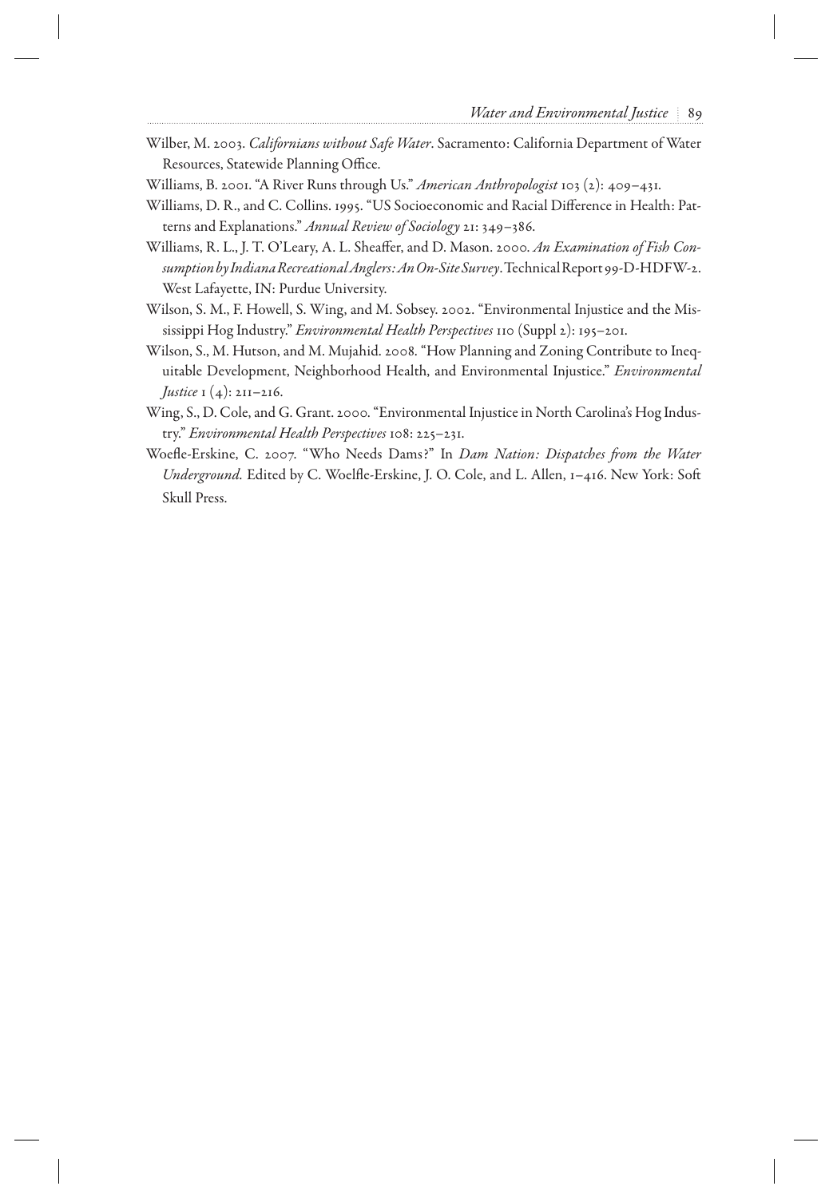Wilber, M. 2003. *Californians without Safe Water*. Sacramento: California Department of Water Resources, Statewide Planning Office.

Williams, B. 2001. "A River Runs through Us." *American Anthropologist* 103 (2): 409–431.

Williams, D. R., and C. Collins. 1995. "US Socioeconomic and Racial Difference in Health: Patterns and Explanations." *Annual Review of Sociology* 21: 349–386.

Williams, R. L., J. T. O'Leary, A. L. Sheaffer, and D. Mason. 2000. *An Examination of Fish Consumption by Indiana Recreational Anglers: An On-Site Survey*. Technical Report 99-D-HDFW-2. West Lafayette, IN: Purdue University.

Wilson, S. M., F. Howell, S. Wing, and M. Sobsey. 2002. "Environmental Injustice and the Mississippi Hog Industry." *Environmental Health Perspectives* 110 (Suppl 2): 195–201.

Wilson, S., M. Hutson, and M. Mujahid. 2008. "How Planning and Zoning Contribute to Inequitable Development, Neighborhood Health, and Environmental Injustice." *Environmental Justice* 1 (4): 211–216.

Wing, S., D. Cole, and G. Grant. 2000. "Environmental Injustice in North Carolina's Hog Industry." *Environmental Health Perspectives* 108: 225–231.

Woefle-Erskine, C. 2007. "Who Needs Dams?" In *Dam Nation: Dispatches from the Water Underground.* Edited by C. Woelfle-Erskine, J. O. Cole, and L. Allen, 1–416. New York: Soft Skull Press.